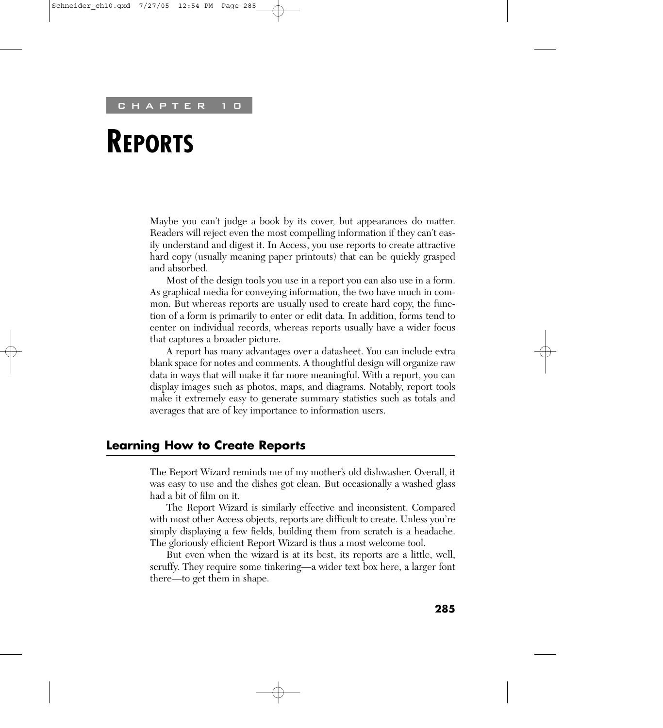CHAPTER 10

# REPORTS

Maybe you can't judge a book by its cover, but appearances do matter. Readers will reject even the most compelling information if they can't easily understand and digest it. In Access, you use reports to create attractive hard copy (usually meaning paper printouts) that can be quickly grasped and absorbed.

Most of the design tools you use in a report you can also use in a form. As graphical media for conveying information, the two have much in common. But whereas reports are usually used to create hard copy, the function of a form is primarily to enter or edit data. In addition, forms tend to center on individual records, whereas reports usually have a wider focus that captures a broader picture.

A report has many advantages over a datasheet. You can include extra blank space for notes and comments. A thoughtful design will organize raw data in ways that will make it far more meaningful. With a report, you can display images such as photos, maps, and diagrams. Notably, report tools make it extremely easy to generate summary statistics such as totals and averages that are of key importance to information users.

## Learning How to Create Reports

The Report Wizard reminds me of my mother's old dishwasher. Overall, it was easy to use and the dishes got clean. But occasionally a washed glass had a bit of film on it.

The Report Wizard is similarly effective and inconsistent. Compared with most other Access objects, reports are difficult to create. Unless you're simply displaying a few fields, building them from scratch is a headache. The gloriously efficient Report Wizard is thus a most welcome tool.

But even when the wizard is at its best, its reports are a little, well, scruffy. They require some tinkering—a wider text box here, a larger font there—to get them in shape.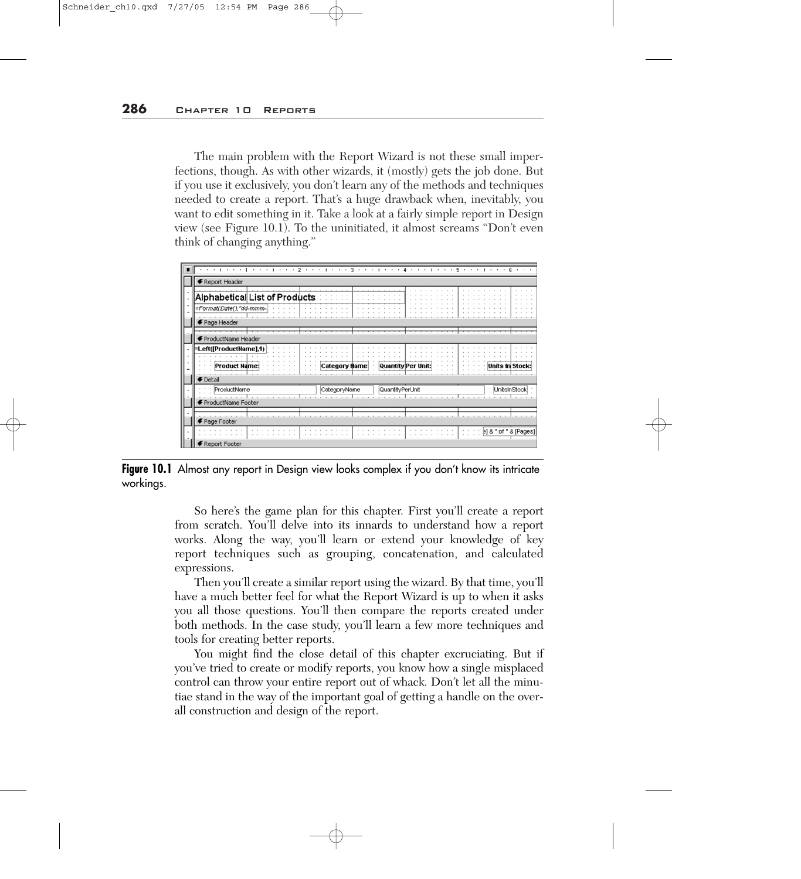The main problem with the Report Wizard is not these small imperfections, though. As with other wizards, it (mostly) gets the job done. But if you use it exclusively, you don't learn any of the methods and techniques needed to create a report. That's a huge drawback when, inevitably, you want to edit something in it. Take a look at a fairly simple report in Design view (see Figure 10.1). To the uninitiated, it almost screams "Don't even think of changing anything."

Report Header

Alphabetical List of Products

=Format(Date(),"dd-mmm-

Page Header

ProductName Header

=Left([ProductName],1)

Product Name:

Category Name

Quantity Per Unit:

Units In Stock:

Detail

ProductName

CategoryName

QuantityPerUnit

UnitsInStock

ProductName Footer

Page Footer

=] & " of " & [Pages]

Report Footer

**Figure 10.1** Almost any report in Design view looks complex if you don't know its intricate workings.

So here's the game plan for this chapter. First you'll create a report from scratch. You'll delve into its innards to understand how a report works. Along the way, you'll learn or extend your knowledge of key report techniques such as grouping, concatenation, and calculated expressions.

Then you'll create a similar report using the wizard. By that time, you'll have a much better feel for what the Report Wizard is up to when it asks you all those questions. You'll then compare the reports created under both methods. In the case study, you'll learn a few more techniques and tools for creating better reports.

You might find the close detail of this chapter excruciating. But if you've tried to create or modify reports, you know how a single misplaced control can throw your entire report out of whack. Don't let all the minutiae stand in the way of the important goal of getting a handle on the overall construction and design of the report.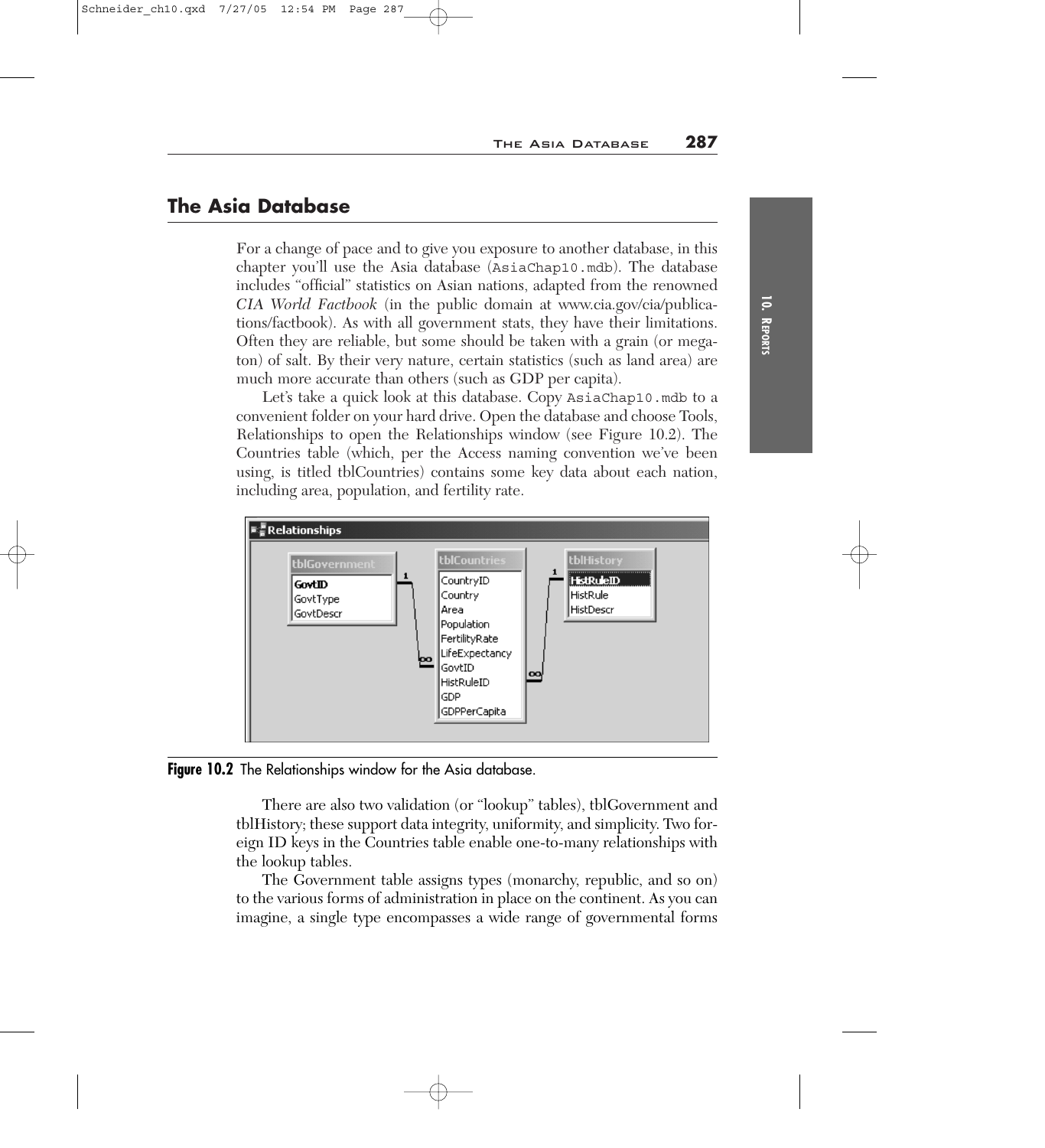## The Asia Database

For a change of pace and to give you exposure to another database, in this chapter you'll use the Asia database (`AsiaChap10.mdb`). The database includes "official" statistics on Asian nations, adapted from the renowned *CIA World Factbook* (in the public domain at www.cia.gov/cia/publications/factbook). As with all government stats, they have their limitations. Often they are reliable, but some should be taken with a grain (or megaton) of salt. By their very nature, certain statistics (such as land area) are much more accurate than others (such as GDP per capita).

Let's take a quick look at this database. Copy `AsiaChap10.mdb` to a convenient folder on your hard drive. Open the database and choose Tools, Relationships to open the Relationships window (see Figure 10.2). The Countries table (which, per the Access naming convention we've been using, is titled tblCountries) contains some key data about each nation, including area, population, and fertility rate.

**Figure 10.2** The Relationships window for the Asia database.

There are also two validation (or "lookup" tables), tblGovernment and tblHistory; these support data integrity, uniformity, and simplicity. Two foreign ID keys in the Countries table enable one-to-many relationships with the lookup tables.

The Government table assigns types (monarchy, republic, and so on) to the various forms of administration in place on the continent. As you can imagine, a single type encompasses a wide range of governmental forms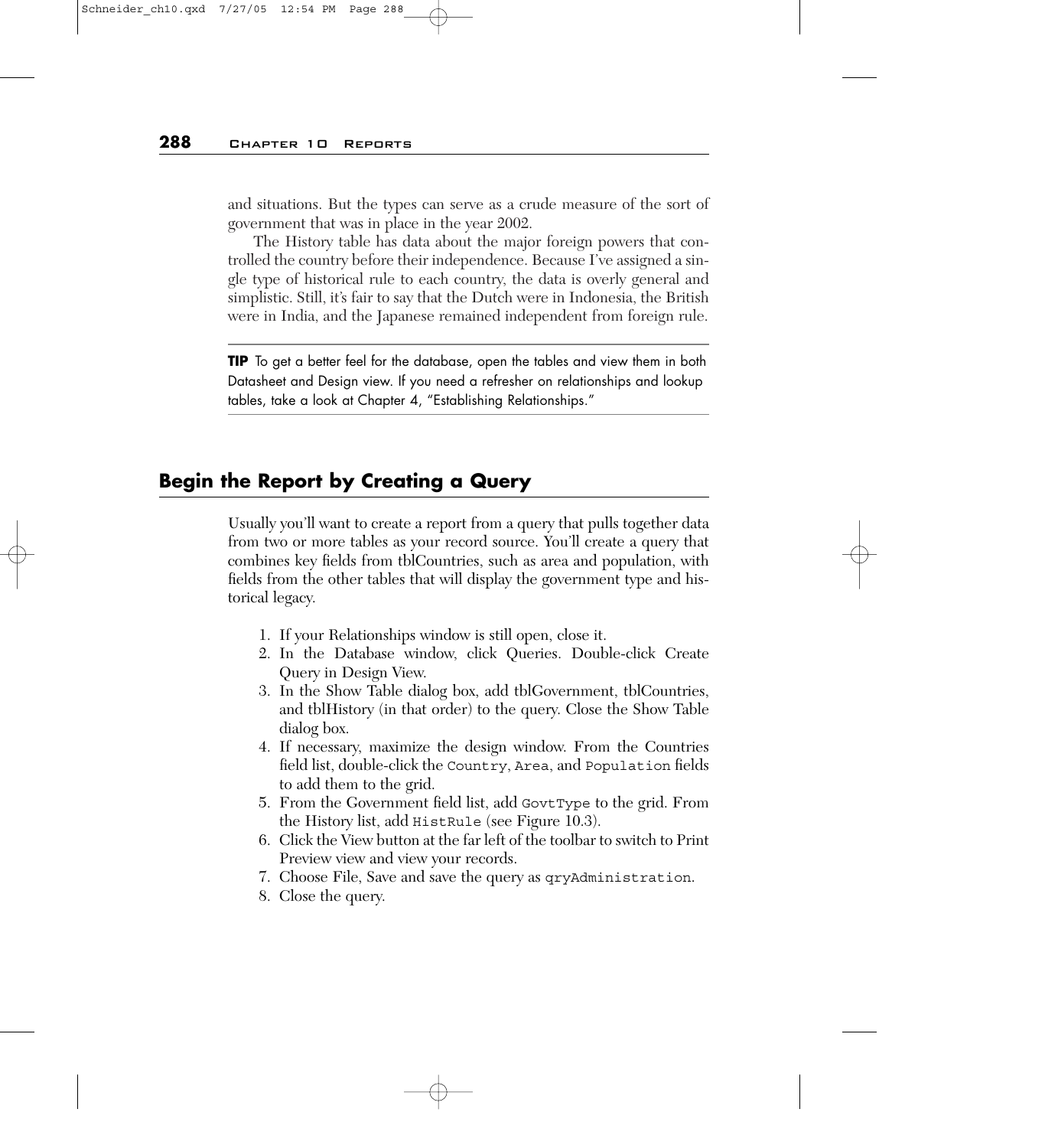and situations. But the types can serve as a crude measure of the sort of government that was in place in the year 2002.

The History table has data about the major foreign powers that controlled the country before their independence. Because I've assigned a single type of historical rule to each country, the data is overly general and simplistic. Still, it's fair to say that the Dutch were in Indonesia, the British were in India, and the Japanese remained independent from foreign rule.

---

**TIP** To get a better feel for the database, open the tables and view them in both Datasheet and Design view. If you need a refresher on relationships and lookup tables, take a look at Chapter 4, "Establishing Relationships."

---

## Begin the Report by Creating a Query

Usually you'll want to create a report from a query that pulls together data from two or more tables as your record source. You'll create a query that combines key fields from tblCountries, such as area and population, with fields from the other tables that will display the government type and historical legacy.

1. If your Relationships window is still open, close it.
2. In the Database window, click Queries. Double-click Create Query in Design View.
3. In the Show Table dialog box, add tblGovernment, tblCountries, and tblHistory (in that order) to the query. Close the Show Table dialog box.
4. If necessary, maximize the design window. From the Countries field list, double-click the `Country`, `Area`, and `Population` fields to add them to the grid.
5. From the Government field list, add `GovtType` to the grid. From the History list, add `HistRule` (see Figure 10.3).
6. Click the View button at the far left of the toolbar to switch to Print Preview view and view your records.
7. Choose File, Save and save the query as `qryAdministration`.
8. Close the query.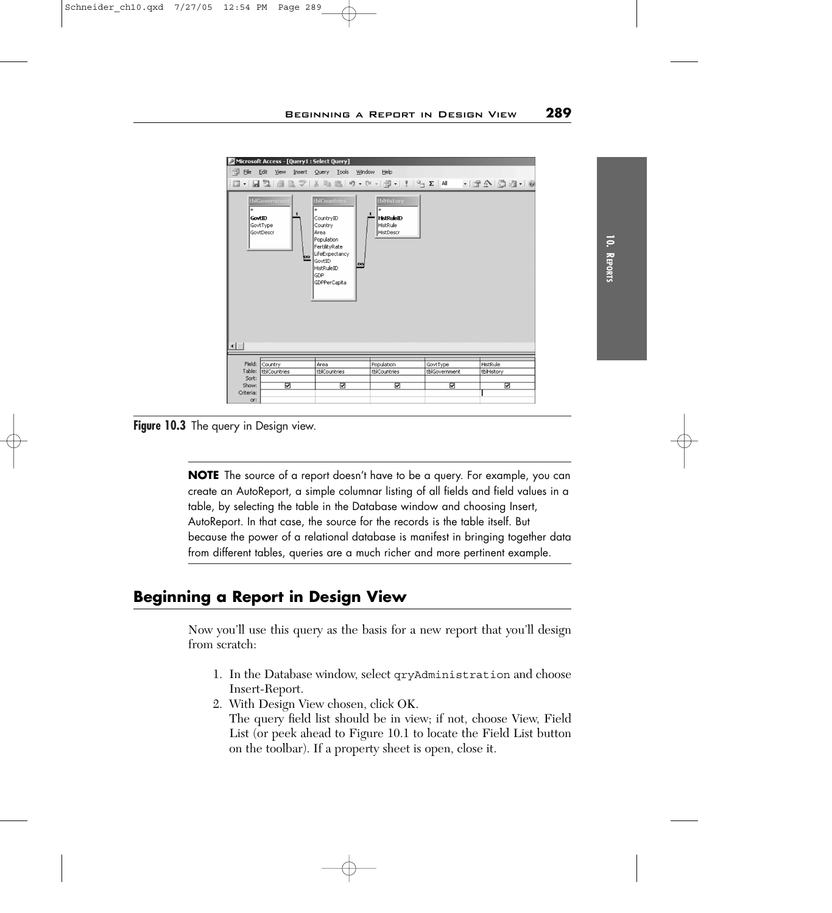Figure 10.3 The query in Design view.

**NOTE** The source of a report doesn't have to be a query. For example, you can create an AutoReport, a simple columnar listing of all fields and field values in a table, by selecting the table in the Database window and choosing Insert, AutoReport. In that case, the source for the records is the table itself. But because the power of a relational database is manifest in bringing together data from different tables, queries are a much richer and more pertinent example.

## Beginning a Report in Design View

Now you'll use this query as the basis for a new report that you'll design from scratch:

1. In the Database window, select `qryAdministration` and choose Insert-Report.
2. With Design View chosen, click OK.
   The query field list should be in view; if not, choose View, Field List (or peek ahead to Figure 10.1 to locate the Field List button on the toolbar). If a property sheet is open, close it.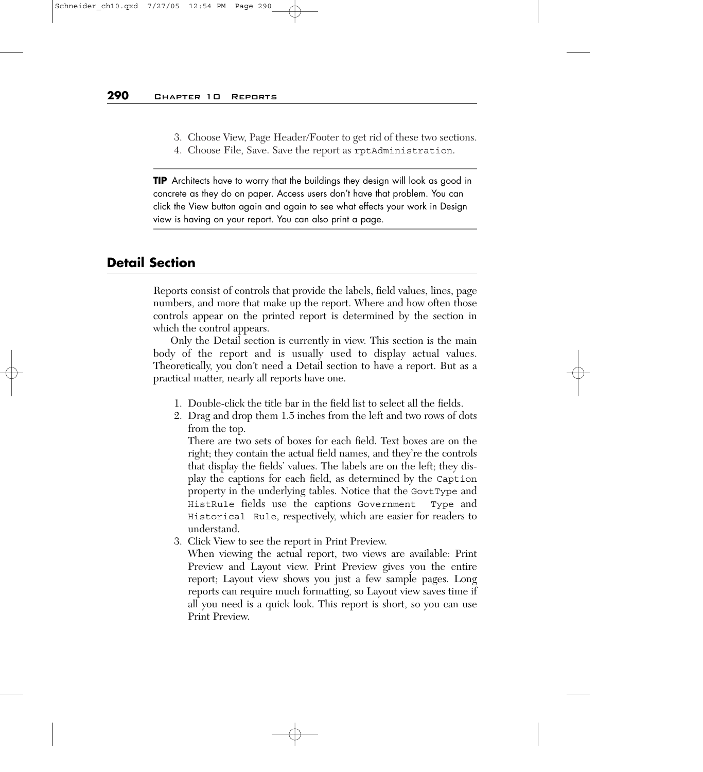3. Choose View, Page Header/Footer to get rid of these two sections.
4. Choose File, Save. Save the report as `rptAdministration`.

---

**TIP** Architects have to worry that the buildings they design will look as good in concrete as they do on paper. Access users don't have that problem. You can click the View button again and again to see what effects your work in Design view is having on your report. You can also print a page.

---

## Detail Section

Reports consist of controls that provide the labels, field values, lines, page numbers, and more that make up the report. Where and how often those controls appear on the printed report is determined by the section in which the control appears.

Only the Detail section is currently in view. This section is the main body of the report and is usually used to display actual values. Theoretically, you don't need a Detail section to have a report. But as a practical matter, nearly all reports have one.

1. Double-click the title bar in the field list to select all the fields.
2. Drag and drop them 1.5 inches from the left and two rows of dots from the top.

   There are two sets of boxes for each field. Text boxes are on the right; they contain the actual field names, and they're the controls that display the fields' values. The labels are on the left; they display the captions for each field, as determined by the `Caption` property in the underlying tables. Notice that the `GovtType` and `HistRule` fields use the captions `Government Type` and `Historical Rule`, respectively, which are easier for readers to understand.
3. Click View to see the report in Print Preview.

   When viewing the actual report, two views are available: Print Preview and Layout view. Print Preview gives you the entire report; Layout view shows you just a few sample pages. Long reports can require much formatting, so Layout view saves time if all you need is a quick look. This report is short, so you can use Print Preview.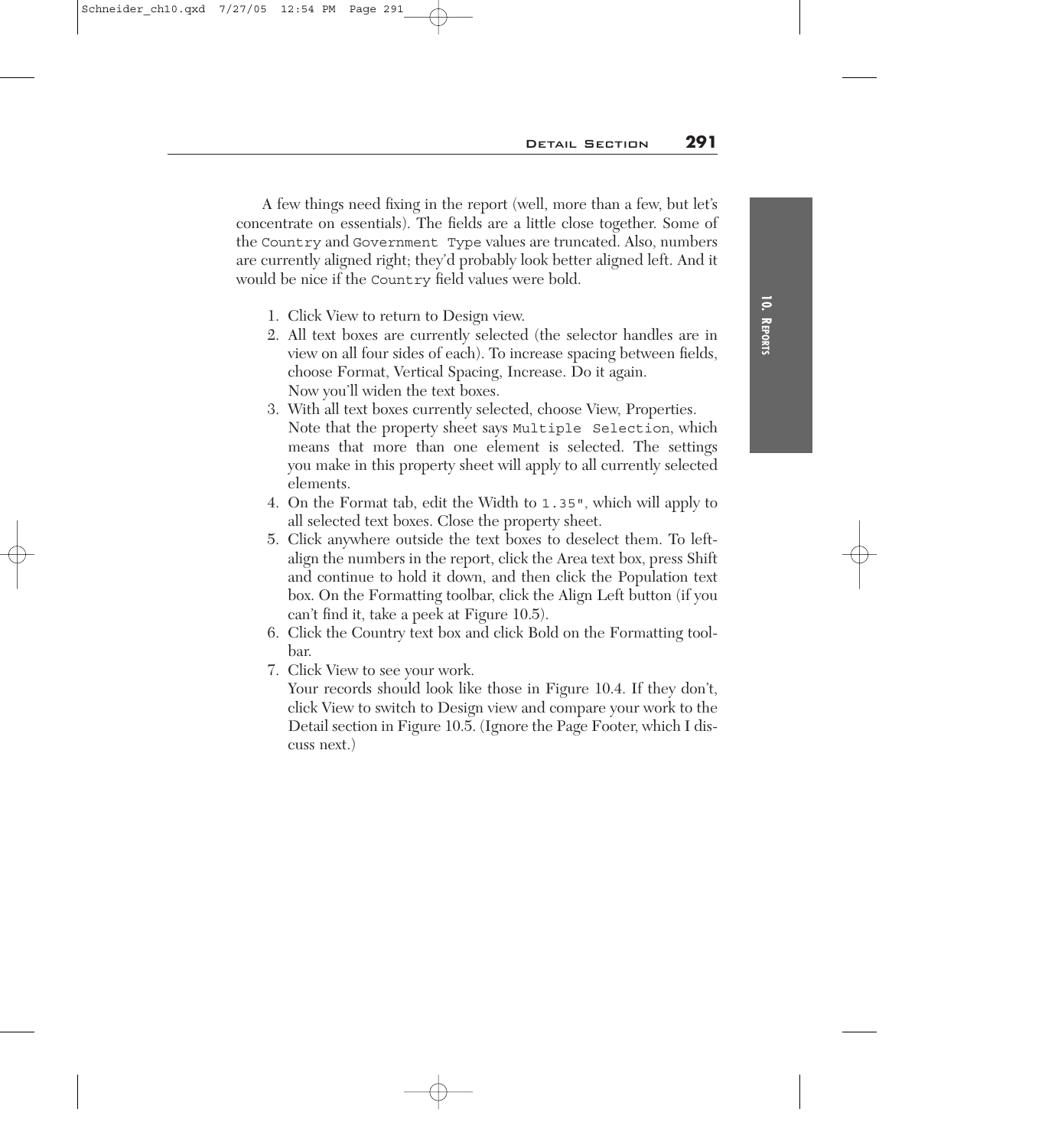A few things need fixing in the report (well, more than a few, but let's concentrate on essentials). The fields are a little close together. Some of the `Country` and `Government Type` values are truncated. Also, numbers are currently aligned right; they'd probably look better aligned left. And it would be nice if the `Country` field values were bold.

1. Click View to return to Design view.
2. All text boxes are currently selected (the selector handles are in view on all four sides of each). To increase spacing between fields, choose Format, Vertical Spacing, Increase. Do it again.
   Now you'll widen the text boxes.
3. With all text boxes currently selected, choose View, Properties.
   Note that the property sheet says `Multiple Selection`, which means that more than one element is selected. The settings you make in this property sheet will apply to all currently selected elements.
4. On the Format tab, edit the Width to `1.35"`, which will apply to all selected text boxes. Close the property sheet.
5. Click anywhere outside the text boxes to deselect them. To left-align the numbers in the report, click the Area text box, press Shift and continue to hold it down, and then click the Population text box. On the Formatting toolbar, click the Align Left button (if you can't find it, take a peek at Figure 10.5).
6. Click the Country text box and click Bold on the Formatting toolbar.
7. Click View to see your work.
   Your records should look like those in Figure 10.4. If they don't, click View to switch to Design view and compare your work to the Detail section in Figure 10.5. (Ignore the Page Footer, which I discuss next.)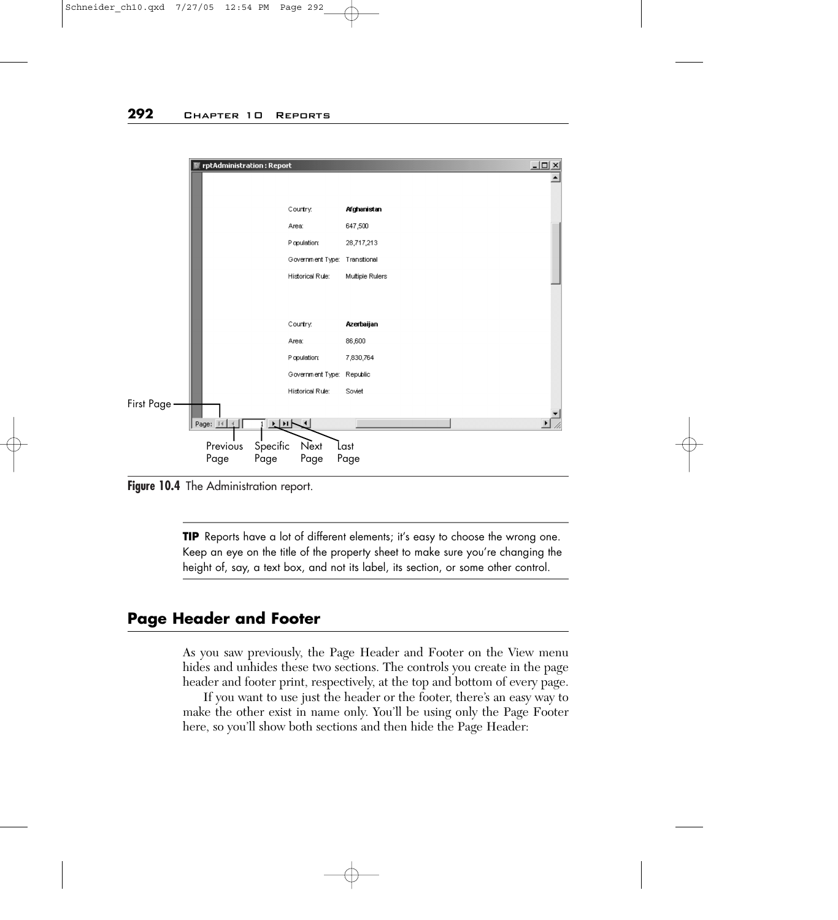**Figure 10.4** The Administration report.

> **TIP** Reports have a lot of different elements; it's easy to choose the wrong one. Keep an eye on the title of the property sheet to make sure you're changing the height of, say, a text box, and not its label, its section, or some other control.

## Page Header and Footer

As you saw previously, the Page Header and Footer on the View menu hides and unhides these two sections. The controls you create in the page header and footer print, respectively, at the top and bottom of every page.

If you want to use just the header or the footer, there's an easy way to make the other exist in name only. You'll be using only the Page Footer here, so you'll show both sections and then hide the Page Header: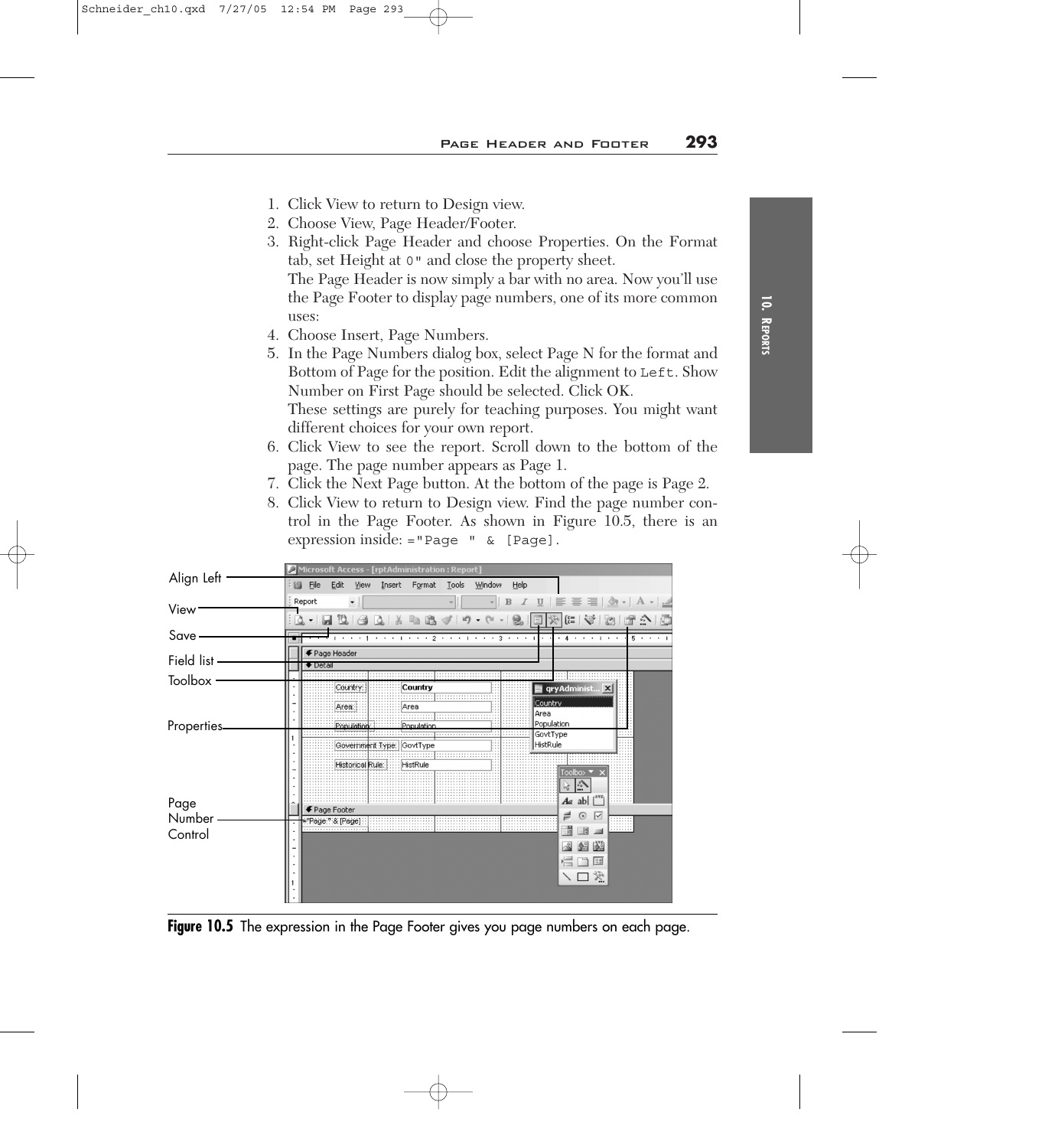1. Click View to return to Design view.
2. Choose View, Page Header/Footer.
3. Right-click Page Header and choose Properties. On the Format tab, set Height at `0"` and close the property sheet.
   The Page Header is now simply a bar with no area. Now you'll use the Page Footer to display page numbers, one of its more common uses:
4. Choose Insert, Page Numbers.
5. In the Page Numbers dialog box, select Page N for the format and Bottom of Page for the position. Edit the alignment to `Left`. Show Number on First Page should be selected. Click OK.
   These settings are purely for teaching purposes. You might want different choices for your own report.
6. Click View to see the report. Scroll down to the bottom of the page. The page number appears as Page 1.
7. Click the Next Page button. At the bottom of the page is Page 2.
8. Click View to return to Design view. Find the page number control in the Page Footer. As shown in Figure 10.5, there is an expression inside: `="Page " & [Page]`.

**Figure 10.5** The expression in the Page Footer gives you page numbers on each page.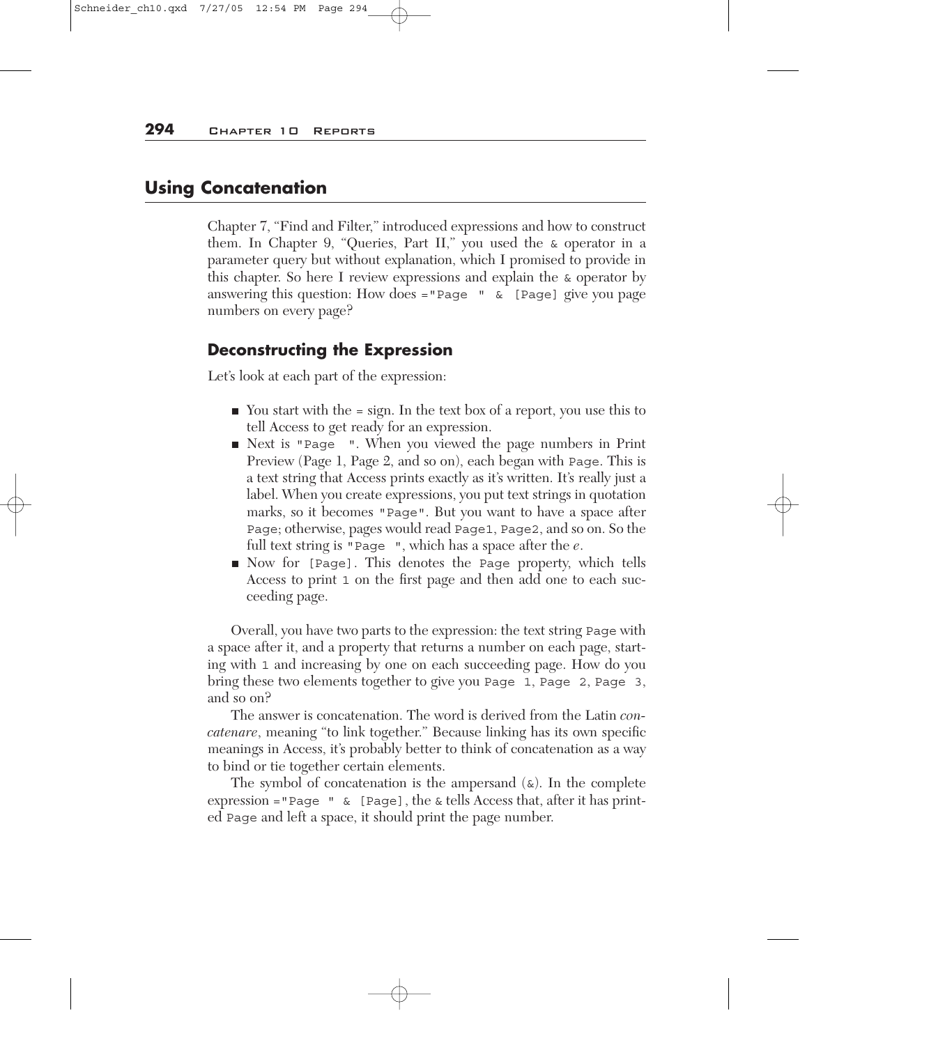## Using Concatenation

Chapter 7, "Find and Filter," introduced expressions and how to construct them. In Chapter 9, "Queries, Part II," you used the `&` operator in a parameter query but without explanation, which I promised to provide in this chapter. So here I review expressions and explain the `&` operator by answering this question: How does `="Page " & [Page]` give you page numbers on every page?

### Deconstructing the Expression

Let's look at each part of the expression:

- You start with the `=` sign. In the text box of a report, you use this to tell Access to get ready for an expression.
- Next is `"Page "`. When you viewed the page numbers in Print Preview (Page 1, Page 2, and so on), each began with `Page`. This is a text string that Access prints exactly as it's written. It's really just a label. When you create expressions, you put text strings in quotation marks, so it becomes `"Page"`. But you want to have a space after `Page`; otherwise, pages would read `Page1`, `Page2`, and so on. So the full text string is `"Page "`, which has a space after the *e*.
- Now for `[Page]`. This denotes the `Page` property, which tells Access to print `1` on the first page and then add one to each succeeding page.

Overall, you have two parts to the expression: the text string `Page` with a space after it, and a property that returns a number on each page, starting with `1` and increasing by one on each succeeding page. How do you bring these two elements together to give you `Page 1`, `Page 2`, `Page 3`, and so on?

The answer is concatenation. The word is derived from the Latin *concatenare*, meaning "to link together." Because linking has its own specific meanings in Access, it's probably better to think of concatenation as a way to bind or tie together certain elements.

The symbol of concatenation is the ampersand (`&`). In the complete expression `="Page " & [Page]`, the `&` tells Access that, after it has printed `Page` and left a space, it should print the page number.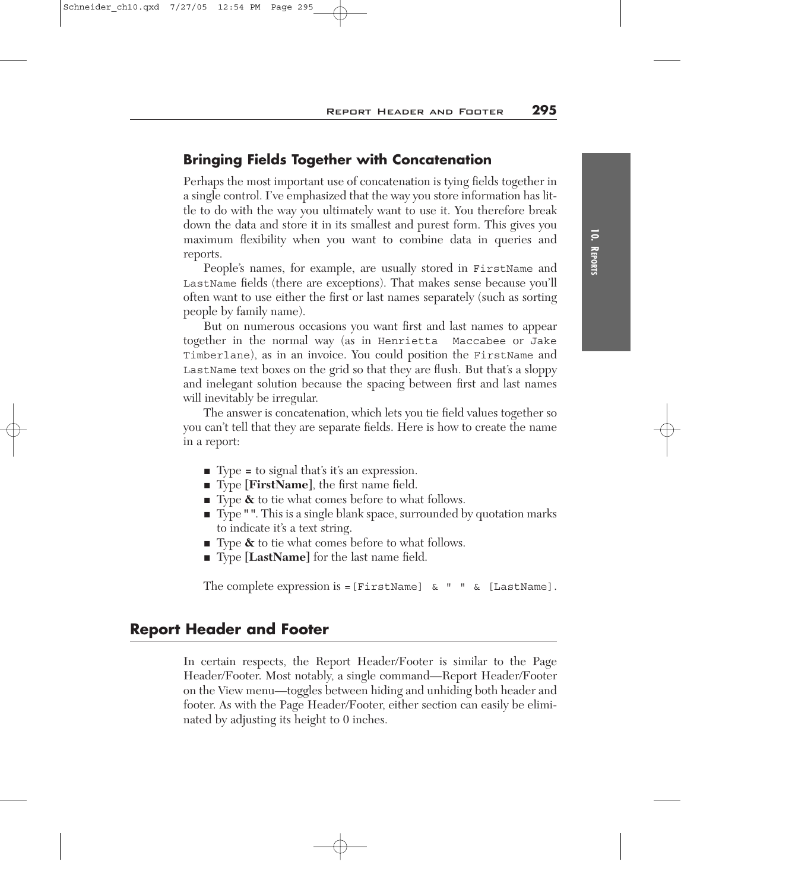## Bringing Fields Together with Concatenation

Perhaps the most important use of concatenation is tying fields together in a single control. I've emphasized that the way you store information has little to do with the way you ultimately want to use it. You therefore break down the data and store it in its smallest and purest form. This gives you maximum flexibility when you want to combine data in queries and reports.

People's names, for example, are usually stored in `FirstName` and `LastName` fields (there are exceptions). That makes sense because you'll often want to use either the first or last names separately (such as sorting people by family name).

But on numerous occasions you want first and last names to appear together in the normal way (as in `Henrietta  Maccabee` or `Jake Timberlane`), as in an invoice. You could position the `FirstName` and `LastName` text boxes on the grid so that they are flush. But that's a sloppy and inelegant solution because the spacing between first and last names will inevitably be irregular.

The answer is concatenation, which lets you tie field values together so you can't tell that they are separate fields. Here is how to create the name in a report:

- Type **=** to signal that's it's an expression.
- Type **[FirstName]**, the first name field.
- Type **&** to tie what comes before to what follows.
- Type **" "**. This is a single blank space, surrounded by quotation marks to indicate it's a text string.
- Type **&** to tie what comes before to what follows.
- Type **[LastName]** for the last name field.

The complete expression is `=[FirstName] & " " & [LastName]`.

# Report Header and Footer

In certain respects, the Report Header/Footer is similar to the Page Header/Footer. Most notably, a single command—Report Header/Footer on the View menu—toggles between hiding and unhiding both header and footer. As with the Page Header/Footer, either section can easily be eliminated by adjusting its height to 0 inches.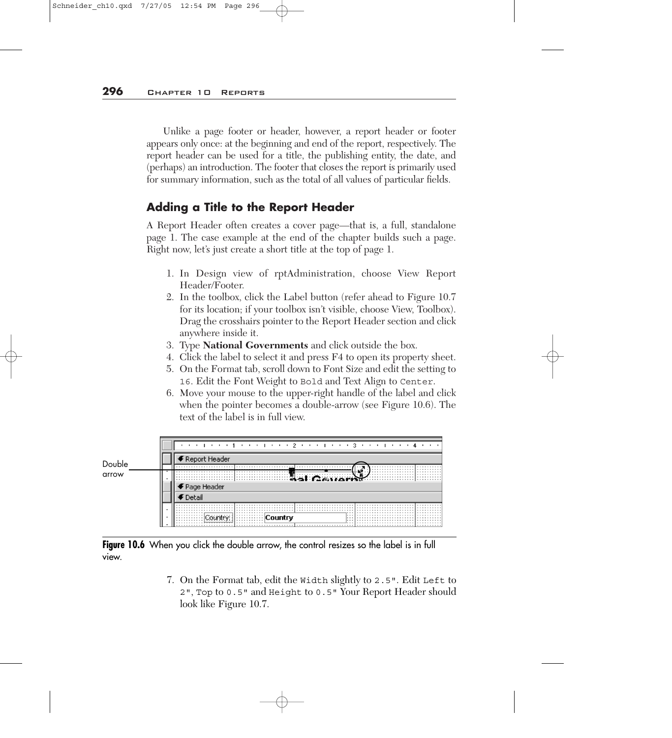Unlike a page footer or header, however, a report header or footer appears only once: at the beginning and end of the report, respectively. The report header can be used for a title, the publishing entity, the date, and (perhaps) an introduction. The footer that closes the report is primarily used for summary information, such as the total of all values of particular fields.

## Adding a Title to the Report Header

A Report Header often creates a cover page—that is, a full, standalone page 1. The case example at the end of the chapter builds such a page. Right now, let's just create a short title at the top of page 1.

1. In Design view of rptAdministration, choose View Report Header/Footer.
2. In the toolbox, click the Label button (refer ahead to Figure 10.7 for its location; if your toolbox isn't visible, choose View, Toolbox). Drag the crosshairs pointer to the Report Header section and click anywhere inside it.
3. Type **National Governments** and click outside the box.
4. Click the label to select it and press F4 to open its property sheet.
5. On the Format tab, scroll down to Font Size and edit the setting to `16`. Edit the Font Weight to `Bold` and Text Align to `Center`.
6. Move your mouse to the upper-right handle of the label and click when the pointer becomes a double-arrow (see Figure 10.6). The text of the label is in full view.

**Figure 10.6** When you click the double arrow, the control resizes so the label is in full view.

7. On the Format tab, edit the `Width` slightly to `2.5"`. Edit `Left` to `2"`, `Top` to `0.5"` and `Height` to `0.5"` Your Report Header should look like Figure 10.7.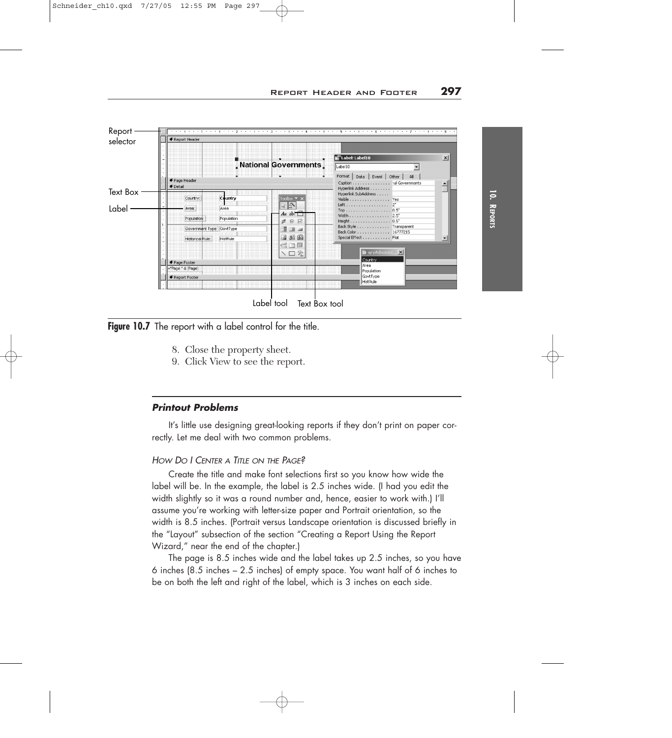Figure 10.7 The report with a label control for the title.

8. Close the property sheet.
9. Click View to see the report.

### *Printout Problems*

It's little use designing great-looking reports if they don't print on paper correctly. Let me deal with two common problems.

#### *How Do I Center a Title on the Page?*

Create the title and make font selections first so you know how wide the label will be. In the example, the label is 2.5 inches wide. (I had you edit the width slightly so it was a round number and, hence, easier to work with.) I'll assume you're working with letter-size paper and Portrait orientation, so the width is 8.5 inches. (Portrait versus Landscape orientation is discussed briefly in the "Layout" subsection of the section "Creating a Report Using the Report Wizard," near the end of the chapter.)

The page is 8.5 inches wide and the label takes up 2.5 inches, so you have 6 inches (8.5 inches – 2.5 inches) of empty space. You want half of 6 inches to be on both the left and right of the label, which is 3 inches on each side.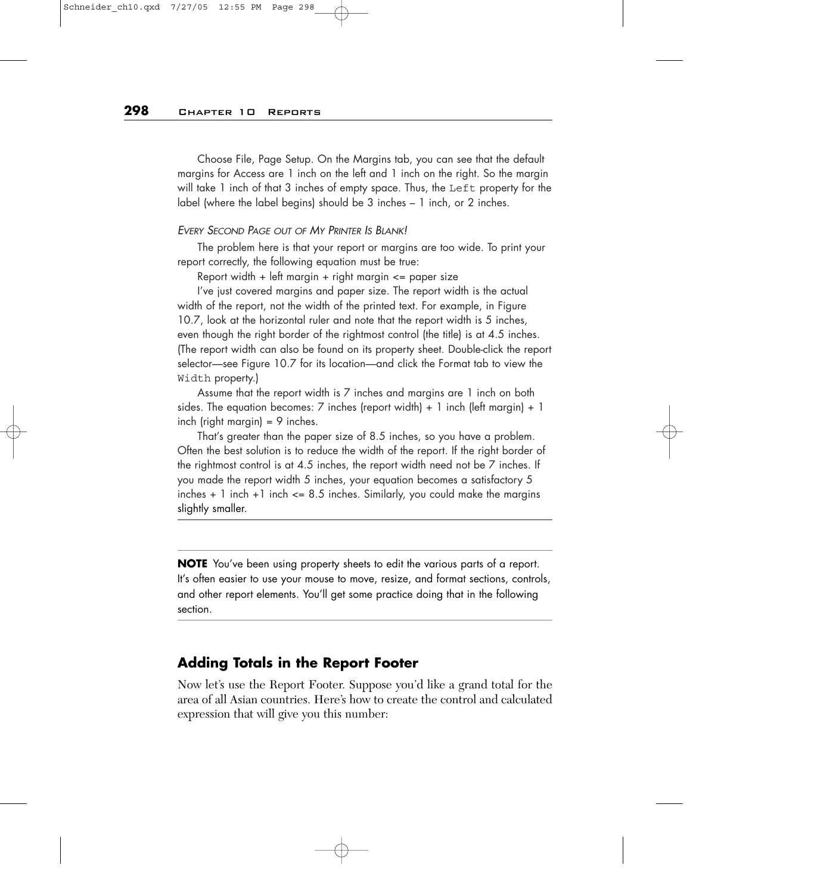Choose File, Page Setup. On the Margins tab, you can see that the default margins for Access are 1 inch on the left and 1 inch on the right. So the margin will take 1 inch of that 3 inches of empty space. Thus, the `Left` property for the label (where the label begins) should be 3 inches – 1 inch, or 2 inches.

*Every Second Page out of My Printer Is Blank!*

The problem here is that your report or margins are too wide. To print your report correctly, the following equation must be true:

Report width + left margin + right margin <= paper size

I've just covered margins and paper size. The report width is the actual width of the report, not the width of the printed text. For example, in Figure 10.7, look at the horizontal ruler and note that the report width is 5 inches, even though the right border of the rightmost control (the title) is at 4.5 inches. (The report width can also be found on its property sheet. Double-click the report selector—see Figure 10.7 for its location—and click the Format tab to view the `Width` property.)

Assume that the report width is 7 inches and margins are 1 inch on both sides. The equation becomes: 7 inches (report width) + 1 inch (left margin) + 1 inch (right margin) = 9 inches.

That's greater than the paper size of 8.5 inches, so you have a problem. Often the best solution is to reduce the width of the report. If the right border of the rightmost control is at 4.5 inches, the report width need not be 7 inches. If you made the report width 5 inches, your equation becomes a satisfactory 5 inches + 1 inch +1 inch <= 8.5 inches. Similarly, you could make the margins slightly smaller.

---

**NOTE** You've been using property sheets to edit the various parts of a report. It's often easier to use your mouse to move, resize, and format sections, controls, and other report elements. You'll get some practice doing that in the following section.

---

## Adding Totals in the Report Footer

Now let's use the Report Footer. Suppose you'd like a grand total for the area of all Asian countries. Here's how to create the control and calculated expression that will give you this number: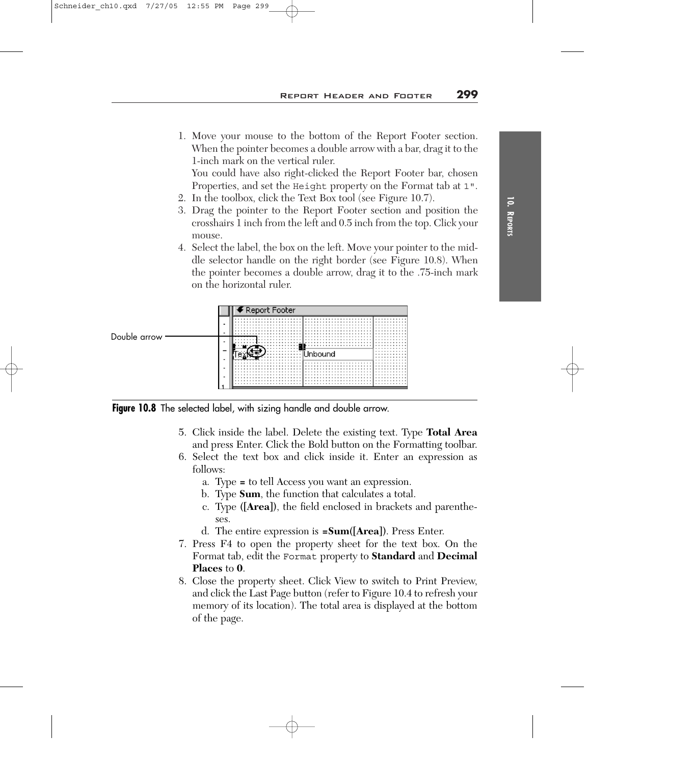1. Move your mouse to the bottom of the Report Footer section. When the pointer becomes a double arrow with a bar, drag it to the 1-inch mark on the vertical ruler.
   You could have also right-clicked the Report Footer bar, chosen Properties, and set the `Height` property on the Format tab at `1"`.
2. In the toolbox, click the Text Box tool (see Figure 10.7).
3. Drag the pointer to the Report Footer section and position the crosshairs 1 inch from the left and 0.5 inch from the top. Click your mouse.
4. Select the label, the box on the left. Move your pointer to the middle selector handle on the right border (see Figure 10.8). When the pointer becomes a double arrow, drag it to the .75-inch mark on the horizontal ruler.

**Figure 10.8** The selected label, with sizing handle and double arrow.

5. Click inside the label. Delete the existing text. Type **Total Area** and press Enter. Click the Bold button on the Formatting toolbar.
6. Select the text box and click inside it. Enter an expression as follows:
   a. Type **=** to tell Access you want an expression.
   b. Type **Sum**, the function that calculates a total.
   c. Type **([Area])**, the field enclosed in brackets and parentheses.
   d. The entire expression is **=Sum([Area])**. Press Enter.
7. Press F4 to open the property sheet for the text box. On the Format tab, edit the `Format` property to **Standard** and **Decimal Places** to **0**.
8. Close the property sheet. Click View to switch to Print Preview, and click the Last Page button (refer to Figure 10.4 to refresh your memory of its location). The total area is displayed at the bottom of the page.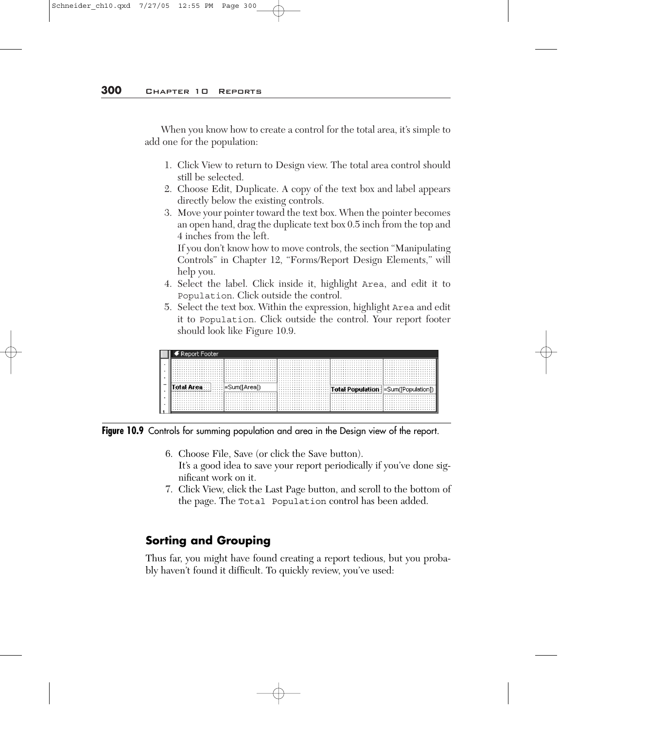When you know how to create a control for the total area, it's simple to add one for the population:

1. Click View to return to Design view. The total area control should still be selected.
2. Choose Edit, Duplicate. A copy of the text box and label appears directly below the existing controls.
3. Move your pointer toward the text box. When the pointer becomes an open hand, drag the duplicate text box 0.5 inch from the top and 4 inches from the left.

   If you don't know how to move controls, the section "Manipulating Controls" in Chapter 12, "Forms/Report Design Elements," will help you.
4. Select the label. Click inside it, highlight `Area`, and edit it to `Population`. Click outside the control.
5. Select the text box. Within the expression, highlight `Area` and edit it to `Population`. Click outside the control. Your report footer should look like Figure 10.9.

**Figure 10.9** Controls for summing population and area in the Design view of the report.

6. Choose File, Save (or click the Save button).

   It's a good idea to save your report periodically if you've done significant work on it.
7. Click View, click the Last Page button, and scroll to the bottom of the page. The `Total Population` control has been added.

## Sorting and Grouping

Thus far, you might have found creating a report tedious, but you probably haven't found it difficult. To quickly review, you've used: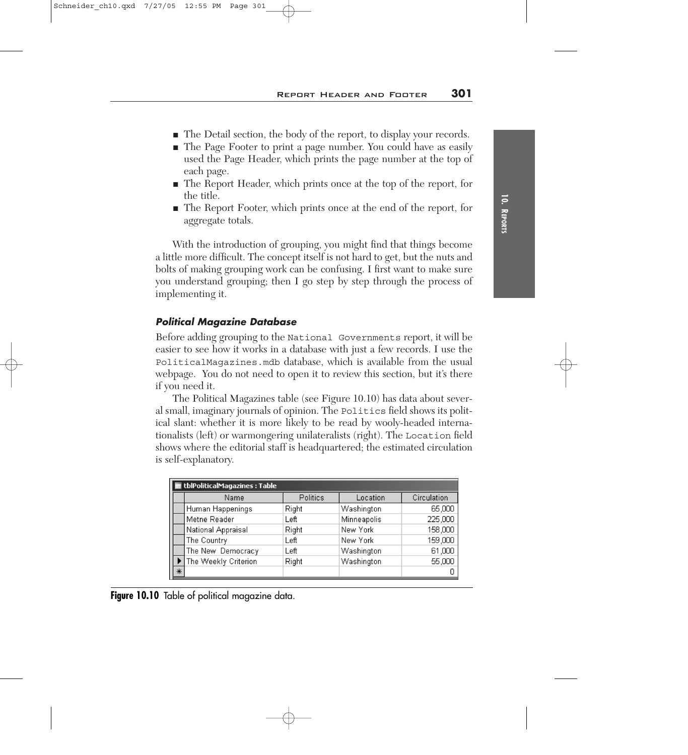- The Detail section, the body of the report, to display your records.
- The Page Footer to print a page number. You could have as easily used the Page Header, which prints the page number at the top of each page.
- The Report Header, which prints once at the top of the report, for the title.
- The Report Footer, which prints once at the end of the report, for aggregate totals.

With the introduction of grouping, you might find that things become a little more difficult. The concept itself is not hard to get, but the nuts and bolts of making grouping work can be confusing. I first want to make sure you understand grouping; then I go step by step through the process of implementing it.

### *Political Magazine Database*

Before adding grouping to the `National Governments` report, it will be easier to see how it works in a database with just a few records. I use the `PoliticalMagazines.mdb` database, which is available from the usual webpage. You do not need to open it to review this section, but it's there if you need it.

The Political Magazines table (see Figure 10.10) has data about several small, imaginary journals of opinion. The `Politics` field shows its political slant: whether it is more likely to be read by wooly-headed internationalists (left) or warmongering unilateralists (right). The `Location` field shows where the editorial staff is headquartered; the estimated circulation is self-explanatory.

**tblPoliticalMagazines : Table**

| Name | Politics | Location | Circulation |
|---|---|---|---|
| Human Happenings | Right | Washington | 65,000 |
| Metne Reader | Left | Minneapolis | 225,000 |
| National Appraisal | Right | New York | 158,000 |
| The Country | Left | New York | 159,000 |
| The New Democracy | Left | Washington | 61,000 |
| The Weekly Criterion | Right | Washington | 55,000 |
| | | | 0 |

**Figure 10.10** Table of political magazine data.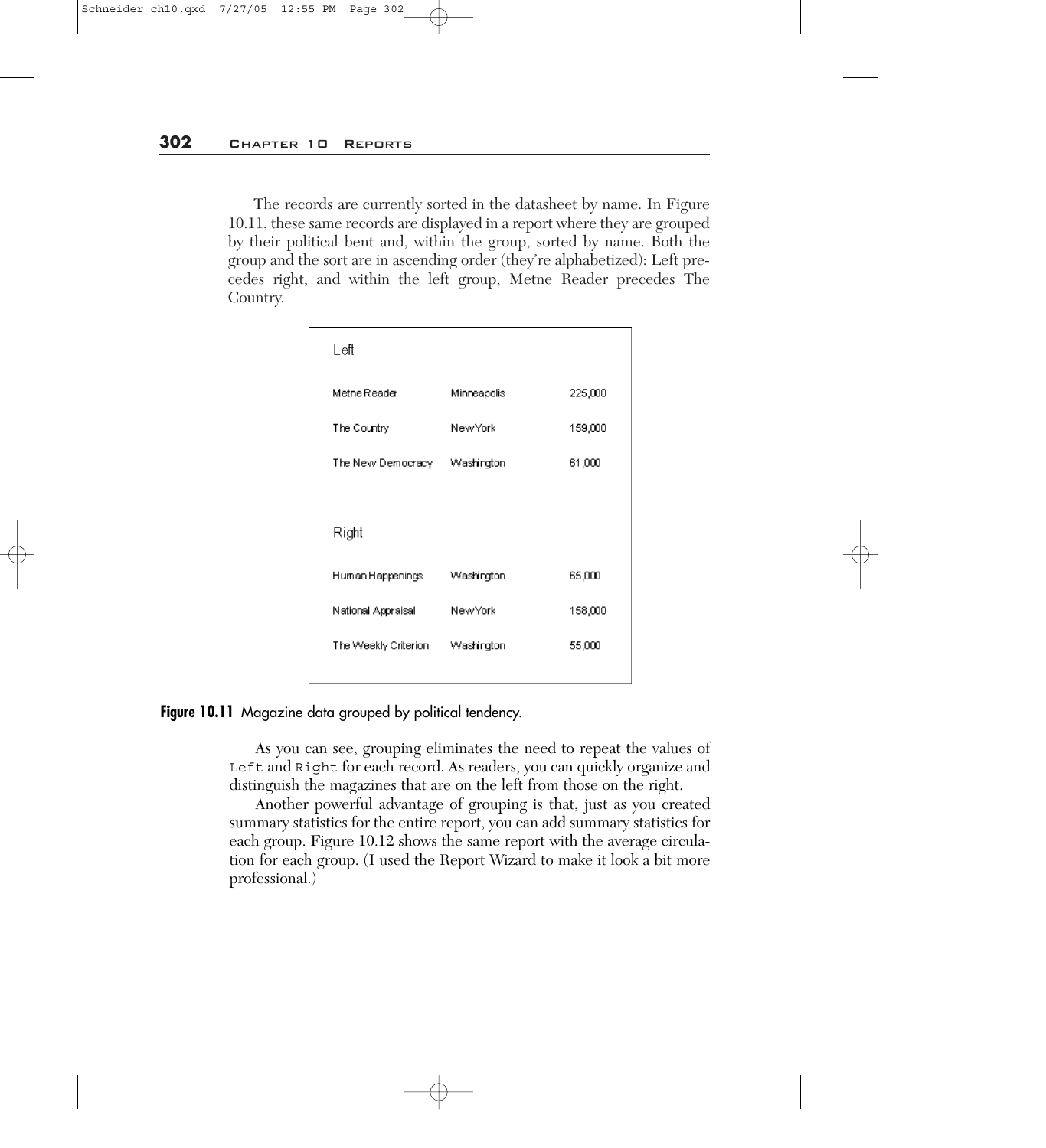The records are currently sorted in the datasheet by name. In Figure 10.11, these same records are displayed in a report where they are grouped by their political bent and, within the group, sorted by name. Both the group and the sort are in ascending order (they're alphabetized): Left precedes right, and within the left group, Metne Reader precedes The Country.

| Left | | |
|---|---|---|
| Metne Reader | Minneapolis | 225,000 |
| The Country | New York | 159,000 |
| The New Democracy | Washington | 61,000 |
| **Right** | | |
| Human Happenings | Washington | 65,000 |
| National Appraisal | New York | 158,000 |
| The Weekly Criterion | Washington | 55,000 |

**Figure 10.11** Magazine data grouped by political tendency.

As you can see, grouping eliminates the need to repeat the values of `Left` and `Right` for each record. As readers, you can quickly organize and distinguish the magazines that are on the left from those on the right.

Another powerful advantage of grouping is that, just as you created summary statistics for the entire report, you can add summary statistics for each group. Figure 10.12 shows the same report with the average circulation for each group. (I used the Report Wizard to make it look a bit more professional.)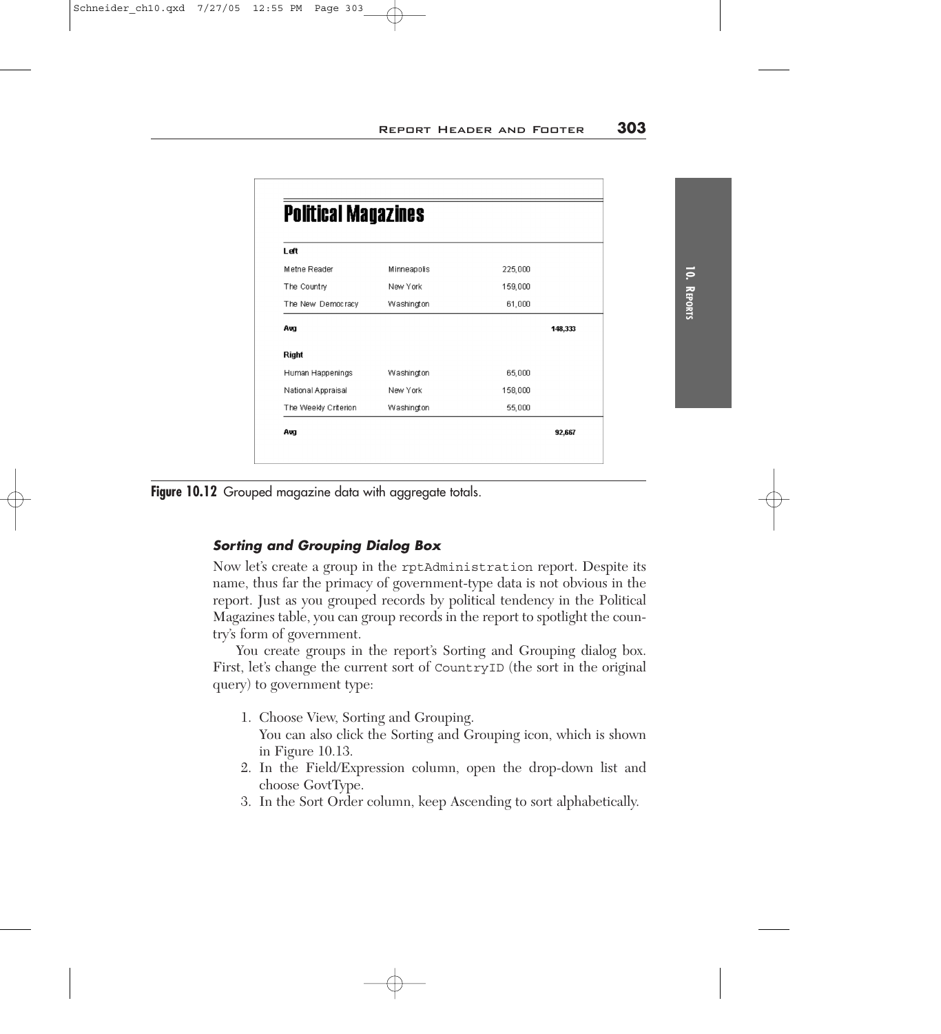## Political Magazines

| | | | |
|---|---|---|---|
| **Left** | | | |
| Metne Reader | Minneapolis | 225,000 | |
| The Country | New York | 159,000 | |
| The New Democracy | Washington | 61,000 | |
| **Avg** | | | **148,333** |
| **Right** | | | |
| Human Happenings | Washington | 65,000 | |
| National Appraisal | New York | 158,000 | |
| The Weekly Criterion | Washington | 55,000 | |
| **Avg** | | | **92,667** |

**Figure 10.12** Grouped magazine data with aggregate totals.

### *Sorting and Grouping Dialog Box*

Now let's create a group in the `rptAdministration` report. Despite its name, thus far the primacy of government-type data is not obvious in the report. Just as you grouped records by political tendency in the Political Magazines table, you can group records in the report to spotlight the country's form of government.

You create groups in the report's Sorting and Grouping dialog box. First, let's change the current sort of `CountryID` (the sort in the original query) to government type:

1. Choose View, Sorting and Grouping.
   You can also click the Sorting and Grouping icon, which is shown in Figure 10.13.
2. In the Field/Expression column, open the drop-down list and choose GovtType.
3. In the Sort Order column, keep Ascending to sort alphabetically.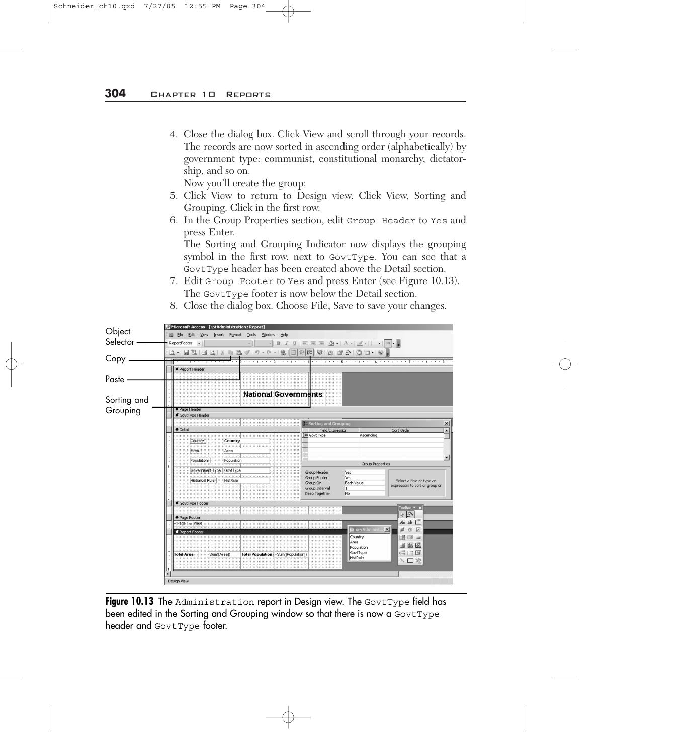4. Close the dialog box. Click View and scroll through your records. The records are now sorted in ascending order (alphabetically) by government type: communist, constitutional monarchy, dictatorship, and so on.

   Now you'll create the group:

5. Click View to return to Design view. Click View, Sorting and Grouping. Click in the first row.
6. In the Group Properties section, edit `Group Header` to `Yes` and press Enter.

   The Sorting and Grouping Indicator now displays the grouping symbol in the first row, next to `GovtType`. You can see that a `GovtType` header has been created above the Detail section.
7. Edit `Group Footer` to `Yes` and press Enter (see Figure 10.13). The `GovtType` footer is now below the Detail section.
8. Close the dialog box. Choose File, Save to save your changes.

**Figure 10.13** The `Administration` report in Design view. The `GovtType` field has been edited in the Sorting and Grouping window so that there is now a `GovtType` header and `GovtType` footer.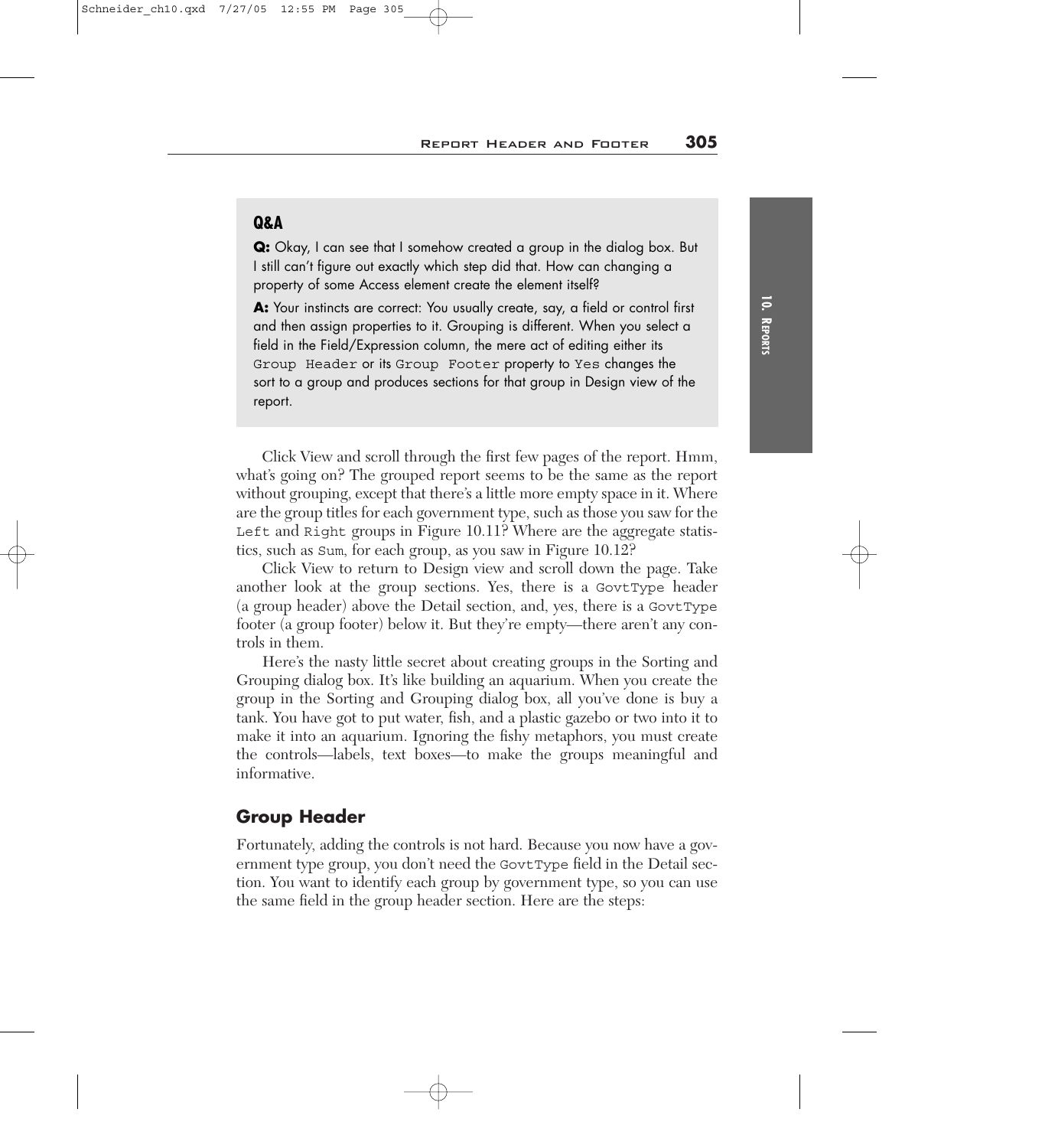### Q&A

**Q:** Okay, I can see that I somehow created a group in the dialog box. But I still can't figure out exactly which step did that. How can changing a property of some Access element create the element itself?

**A:** Your instincts are correct: You usually create, say, a field or control first and then assign properties to it. Grouping is different. When you select a field in the Field/Expression column, the mere act of editing either its `Group Header` or its `Group Footer` property to `Yes` changes the sort to a group and produces sections for that group in Design view of the report.

Click View and scroll through the first few pages of the report. Hmm, what's going on? The grouped report seems to be the same as the report without grouping, except that there's a little more empty space in it. Where are the group titles for each government type, such as those you saw for the `Left` and `Right` groups in Figure 10.11? Where are the aggregate statistics, such as `Sum`, for each group, as you saw in Figure 10.12?

Click View to return to Design view and scroll down the page. Take another look at the group sections. Yes, there is a `GovtType` header (a group header) above the Detail section, and, yes, there is a `GovtType` footer (a group footer) below it. But they're empty—there aren't any controls in them.

Here's the nasty little secret about creating groups in the Sorting and Grouping dialog box. It's like building an aquarium. When you create the group in the Sorting and Grouping dialog box, all you've done is buy a tank. You have got to put water, fish, and a plastic gazebo or two into it to make it into an aquarium. Ignoring the fishy metaphors, you must create the controls—labels, text boxes—to make the groups meaningful and informative.

## Group Header

Fortunately, adding the controls is not hard. Because you now have a government type group, you don't need the `GovtType` field in the Detail section. You want to identify each group by government type, so you can use the same field in the group header section. Here are the steps: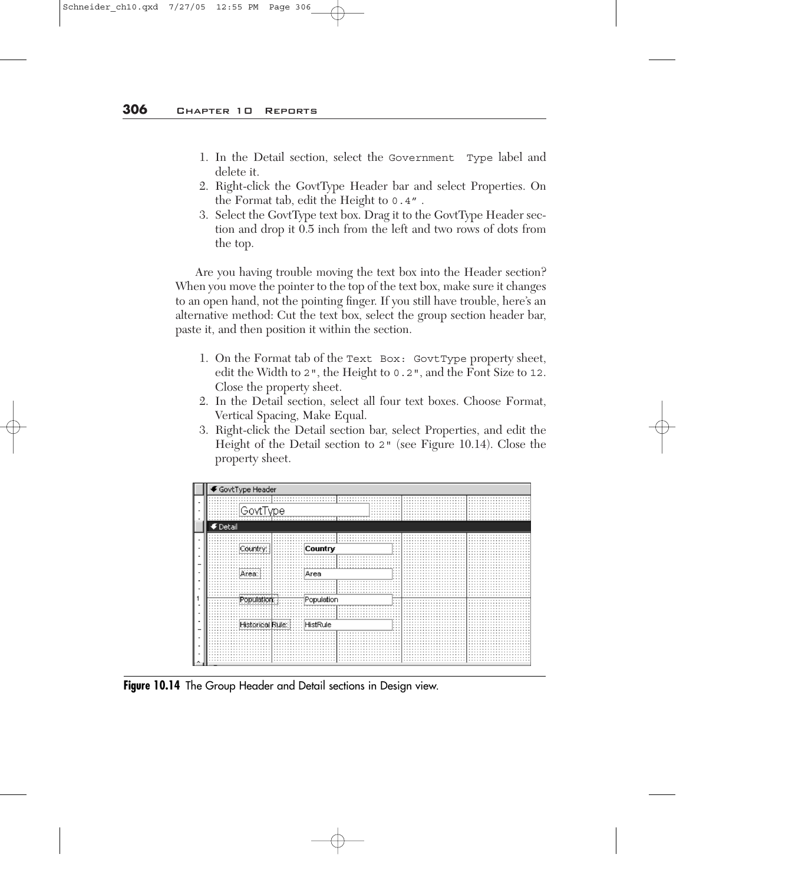1. In the Detail section, select the `Government Type` label and delete it.
2. Right-click the GovtType Header bar and select Properties. On the Format tab, edit the Height to `0.4"`.
3. Select the GovtType text box. Drag it to the GovtType Header section and drop it 0.5 inch from the left and two rows of dots from the top.

Are you having trouble moving the text box into the Header section? When you move the pointer to the top of the text box, make sure it changes to an open hand, not the pointing finger. If you still have trouble, here's an alternative method: Cut the text box, select the group section header bar, paste it, and then position it within the section.

1. On the Format tab of the `Text Box: GovtType` property sheet, edit the Width to `2"`, the Height to `0.2"`, and the Font Size to `12`. Close the property sheet.
2. In the Detail section, select all four text boxes. Choose Format, Vertical Spacing, Make Equal.
3. Right-click the Detail section bar, select Properties, and edit the Height of the Detail section to `2"` (see Figure 10.14). Close the property sheet.

**Figure 10.14** The Group Header and Detail sections in Design view.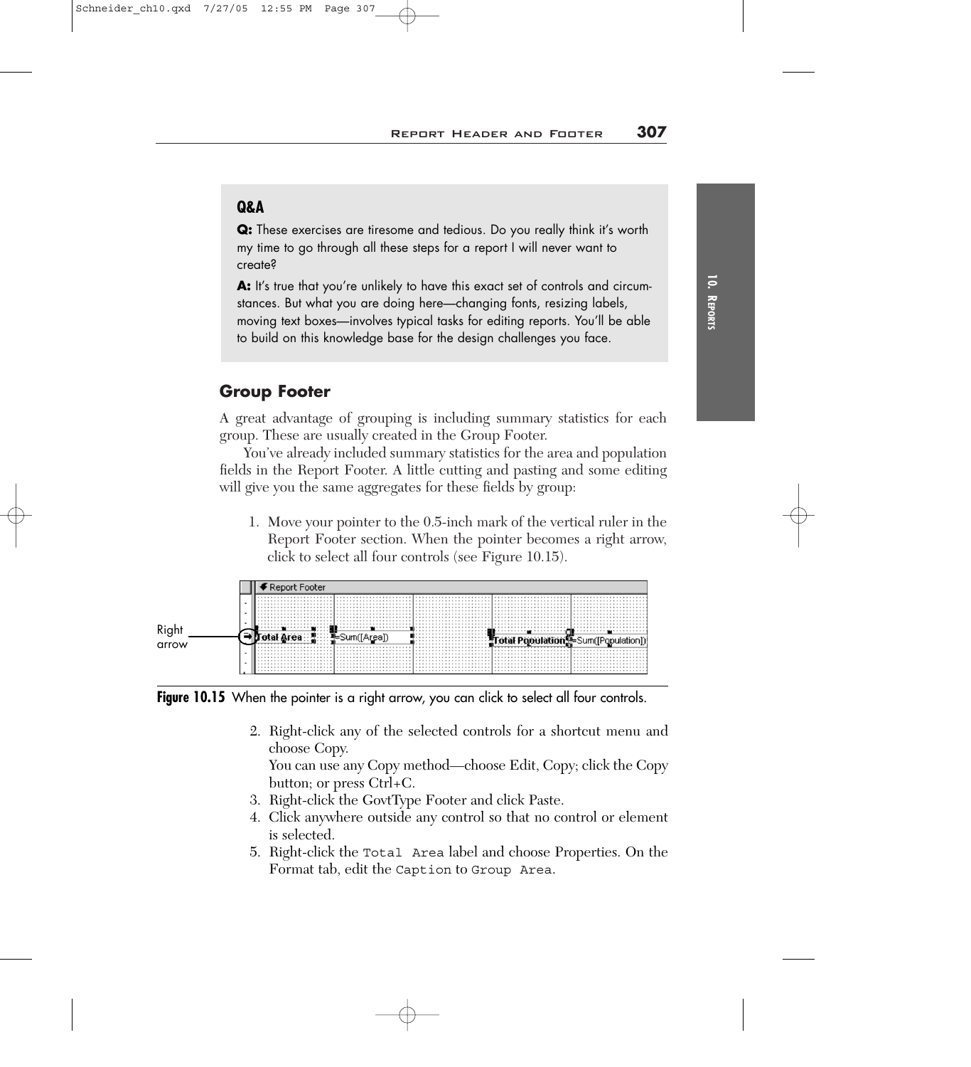> **Q&A**
>
> **Q:** These exercises are tiresome and tedious. Do you really think it's worth my time to go through all these steps for a report I will never want to create?
>
> **A:** It's true that you're unlikely to have this exact set of controls and circumstances. But what you are doing here—changing fonts, resizing labels, moving text boxes—involves typical tasks for editing reports. You'll be able to build on this knowledge base for the design challenges you face.

## Group Footer

A great advantage of grouping is including summary statistics for each group. These are usually created in the Group Footer.

You've already included summary statistics for the area and population fields in the Report Footer. A little cutting and pasting and some editing will give you the same aggregates for these fields by group:

1. Move your pointer to the 0.5-inch mark of the vertical ruler in the Report Footer section. When the pointer becomes a right arrow, click to select all four controls (see Figure 10.15).

**Figure 10.15** When the pointer is a right arrow, you can click to select all four controls.

2. Right-click any of the selected controls for a shortcut menu and choose Copy.
   You can use any Copy method—choose Edit, Copy; click the Copy button; or press Ctrl+C.
3. Right-click the GovtType Footer and click Paste.
4. Click anywhere outside any control so that no control or element is selected.
5. Right-click the `Total Area` label and choose Properties. On the Format tab, edit the `Caption` to `Group Area`.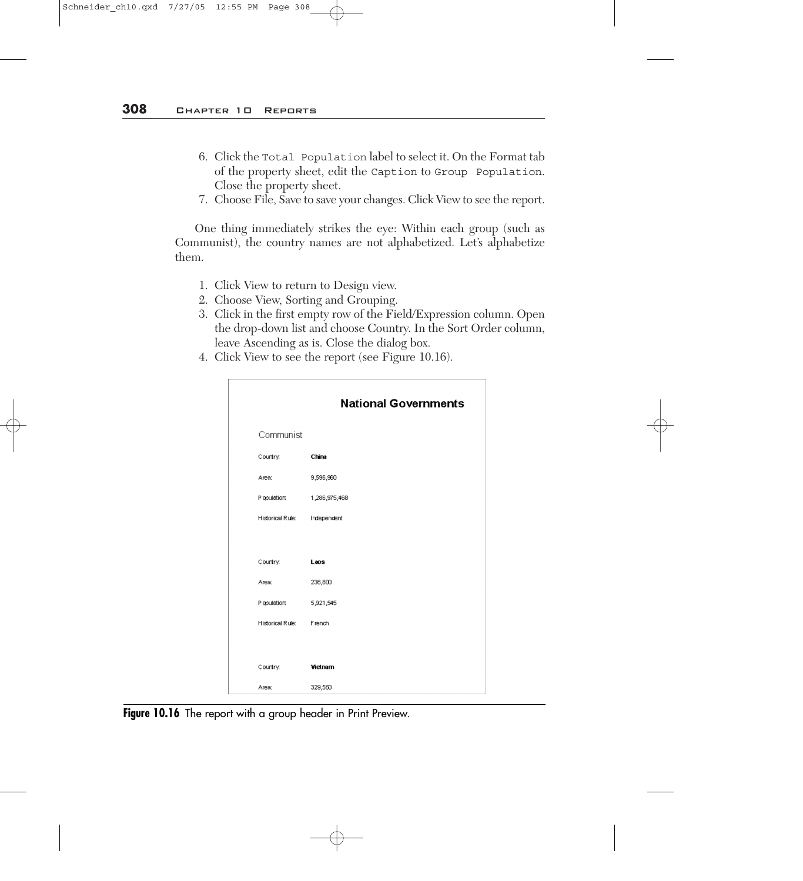6. Click the `Total Population` label to select it. On the Format tab of the property sheet, edit the `Caption` to `Group Population`. Close the property sheet.
7. Choose File, Save to save your changes. Click View to see the report.

One thing immediately strikes the eye: Within each group (such as Communist), the country names are not alphabetized. Let's alphabetize them.

1. Click View to return to Design view.
2. Choose View, Sorting and Grouping.
3. Click in the first empty row of the Field/Expression column. Open the drop-down list and choose Country. In the Sort Order column, leave Ascending as is. Close the dialog box.
4. Click View to see the report (see Figure 10.16).

**National Governments**

Communist

Country: **China**

Area: 9,596,960

Population: 1,286,975,468

Historical Rule: Independent

Country: **Laos**

Area: 236,800

Population: 5,921,545

Historical Rule: French

Country: **Vietnam**

Area: 329,560

**Figure 10.16** The report with a group header in Print Preview.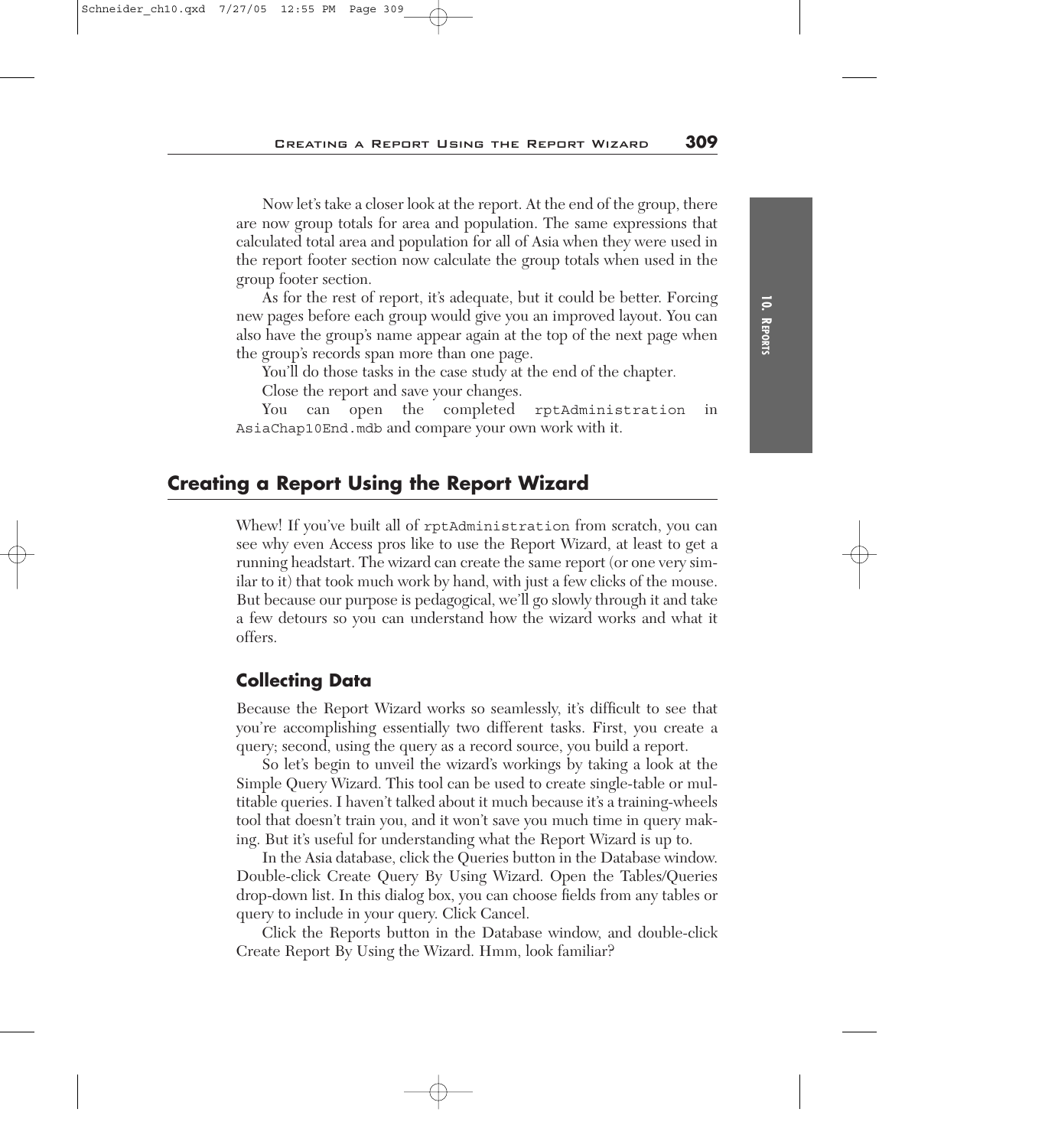Now let's take a closer look at the report. At the end of the group, there are now group totals for area and population. The same expressions that calculated total area and population for all of Asia when they were used in the report footer section now calculate the group totals when used in the group footer section.

As for the rest of report, it's adequate, but it could be better. Forcing new pages before each group would give you an improved layout. You can also have the group's name appear again at the top of the next page when the group's records span more than one page.

You'll do those tasks in the case study at the end of the chapter.

Close the report and save your changes.

You can open the completed `rptAdministration` in `AsiaChap10End.mdb` and compare your own work with it.

## Creating a Report Using the Report Wizard

Whew! If you've built all of `rptAdministration` from scratch, you can see why even Access pros like to use the Report Wizard, at least to get a running headstart. The wizard can create the same report (or one very similar to it) that took much work by hand, with just a few clicks of the mouse. But because our purpose is pedagogical, we'll go slowly through it and take a few detours so you can understand how the wizard works and what it offers.

### Collecting Data

Because the Report Wizard works so seamlessly, it's difficult to see that you're accomplishing essentially two different tasks. First, you create a query; second, using the query as a record source, you build a report.

So let's begin to unveil the wizard's workings by taking a look at the Simple Query Wizard. This tool can be used to create single-table or multitable queries. I haven't talked about it much because it's a training-wheels tool that doesn't train you, and it won't save you much time in query making. But it's useful for understanding what the Report Wizard is up to.

In the Asia database, click the Queries button in the Database window. Double-click Create Query By Using Wizard. Open the Tables/Queries drop-down list. In this dialog box, you can choose fields from any tables or query to include in your query. Click Cancel.

Click the Reports button in the Database window, and double-click Create Report By Using the Wizard. Hmm, look familiar?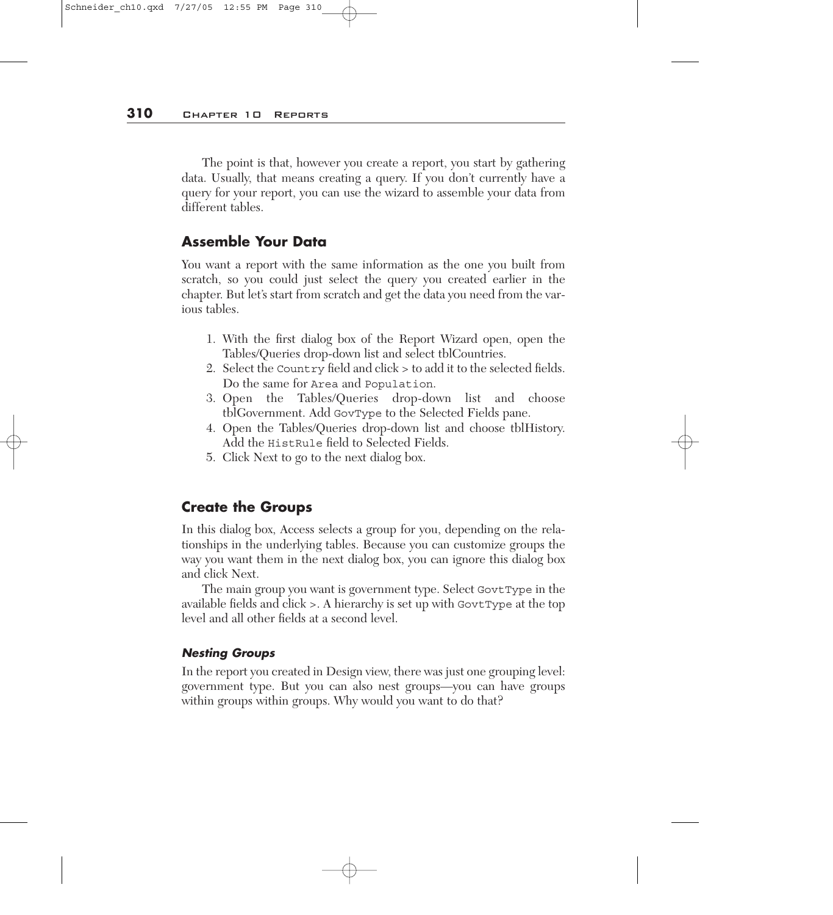The point is that, however you create a report, you start by gathering data. Usually, that means creating a query. If you don't currently have a query for your report, you can use the wizard to assemble your data from different tables.

## Assemble Your Data

You want a report with the same information as the one you built from scratch, so you could just select the query you created earlier in the chapter. But let's start from scratch and get the data you need from the various tables.

1. With the first dialog box of the Report Wizard open, open the Tables/Queries drop-down list and select tblCountries.
2. Select the `Country` field and click > to add it to the selected fields. Do the same for `Area` and `Population`.
3. Open the Tables/Queries drop-down list and choose tblGovernment. Add `GovType` to the Selected Fields pane.
4. Open the Tables/Queries drop-down list and choose tblHistory. Add the `HistRule` field to Selected Fields.
5. Click Next to go to the next dialog box.

## Create the Groups

In this dialog box, Access selects a group for you, depending on the relationships in the underlying tables. Because you can customize groups the way you want them in the next dialog box, you can ignore this dialog box and click Next.

The main group you want is government type. Select `GovtType` in the available fields and click >. A hierarchy is set up with `GovtType` at the top level and all other fields at a second level.

### *Nesting Groups*

In the report you created in Design view, there was just one grouping level: government type. But you can also nest groups—you can have groups within groups within groups. Why would you want to do that?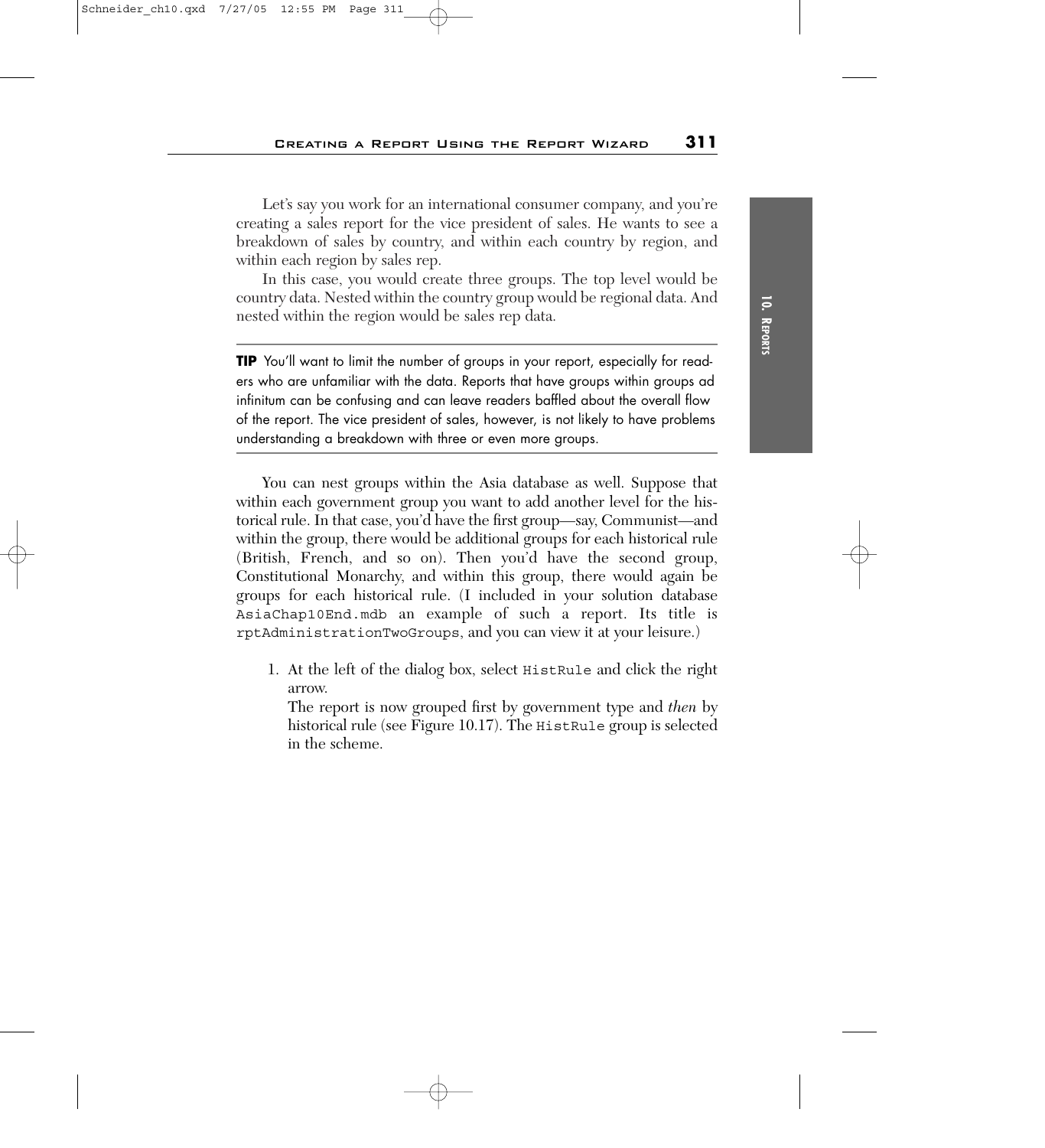Let's say you work for an international consumer company, and you're creating a sales report for the vice president of sales. He wants to see a breakdown of sales by country, and within each country by region, and within each region by sales rep.

In this case, you would create three groups. The top level would be country data. Nested within the country group would be regional data. And nested within the region would be sales rep data.

---

**TIP** You'll want to limit the number of groups in your report, especially for readers who are unfamiliar with the data. Reports that have groups within groups ad infinitum can be confusing and can leave readers baffled about the overall flow of the report. The vice president of sales, however, is not likely to have problems understanding a breakdown with three or even more groups.

---

You can nest groups within the Asia database as well. Suppose that within each government group you want to add another level for the historical rule. In that case, you'd have the first group—say, Communist—and within the group, there would be additional groups for each historical rule (British, French, and so on). Then you'd have the second group, Constitutional Monarchy, and within this group, there would again be groups for each historical rule. (I included in your solution database `AsiaChap10End.mdb` an example of such a report. Its title is `rptAdministrationTwoGroups`, and you can view it at your leisure.)

1. At the left of the dialog box, select `HistRule` and click the right arrow.
   The report is now grouped first by government type and *then* by historical rule (see Figure 10.17). The `HistRule` group is selected in the scheme.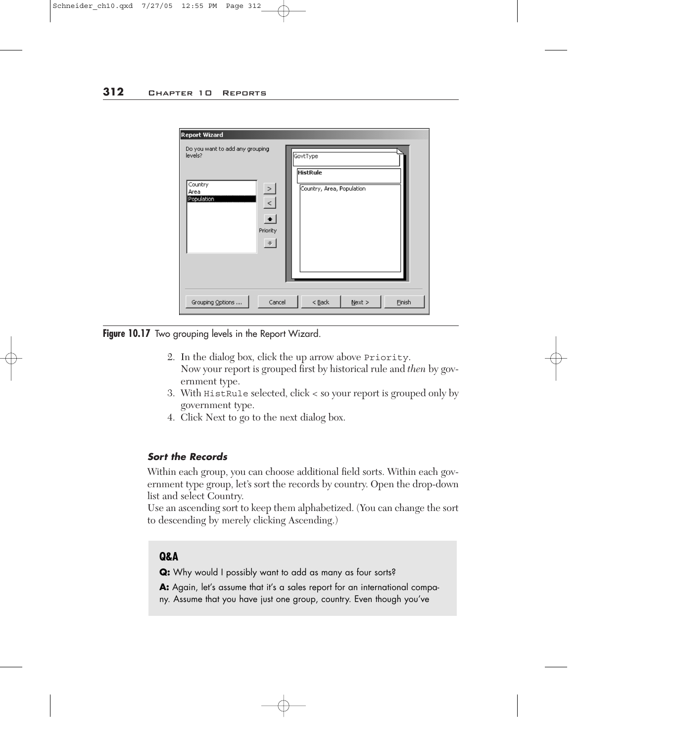Figure 10.17 Two grouping levels in the Report Wizard.

2. In the dialog box, click the up arrow above `Priority`.
   Now your report is grouped first by historical rule and *then* by government type.
3. With `HistRule` selected, click < so your report is grouped only by government type.
4. Click Next to go to the next dialog box.

### *Sort the Records*

Within each group, you can choose additional field sorts. Within each government type group, let's sort the records by country. Open the drop-down list and select Country.

Use an ascending sort to keep them alphabetized. (You can change the sort to descending by merely clicking Ascending.)

> **Q&A**
>
> **Q:** Why would I possibly want to add as many as four sorts?
>
> **A:** Again, let's assume that it's a sales report for an international company. Assume that you have just one group, country. Even though you've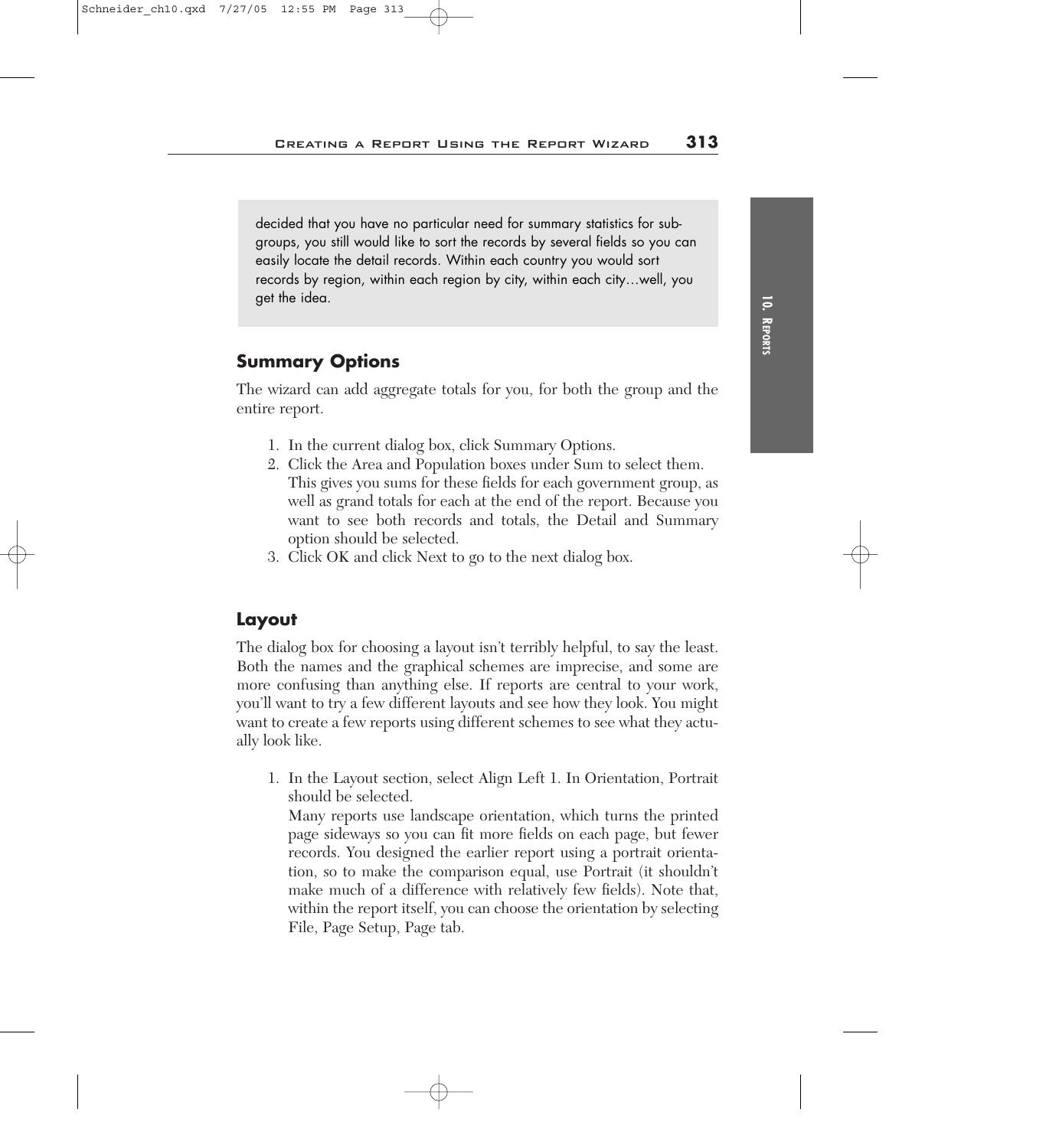decided that you have no particular need for summary statistics for subgroups, you still would like to sort the records by several fields so you can easily locate the detail records. Within each country you would sort records by region, within each region by city, within each city…well, you get the idea.

## Summary Options

The wizard can add aggregate totals for you, for both the group and the entire report.

1. In the current dialog box, click Summary Options.
2. Click the Area and Population boxes under Sum to select them. This gives you sums for these fields for each government group, as well as grand totals for each at the end of the report. Because you want to see both records and totals, the Detail and Summary option should be selected.
3. Click OK and click Next to go to the next dialog box.

## Layout

The dialog box for choosing a layout isn't terribly helpful, to say the least. Both the names and the graphical schemes are imprecise, and some are more confusing than anything else. If reports are central to your work, you'll want to try a few different layouts and see how they look. You might want to create a few reports using different schemes to see what they actually look like.

1. In the Layout section, select Align Left 1. In Orientation, Portrait should be selected.

   Many reports use landscape orientation, which turns the printed page sideways so you can fit more fields on each page, but fewer records. You designed the earlier report using a portrait orientation, so to make the comparison equal, use Portrait (it shouldn't make much of a difference with relatively few fields). Note that, within the report itself, you can choose the orientation by selecting File, Page Setup, Page tab.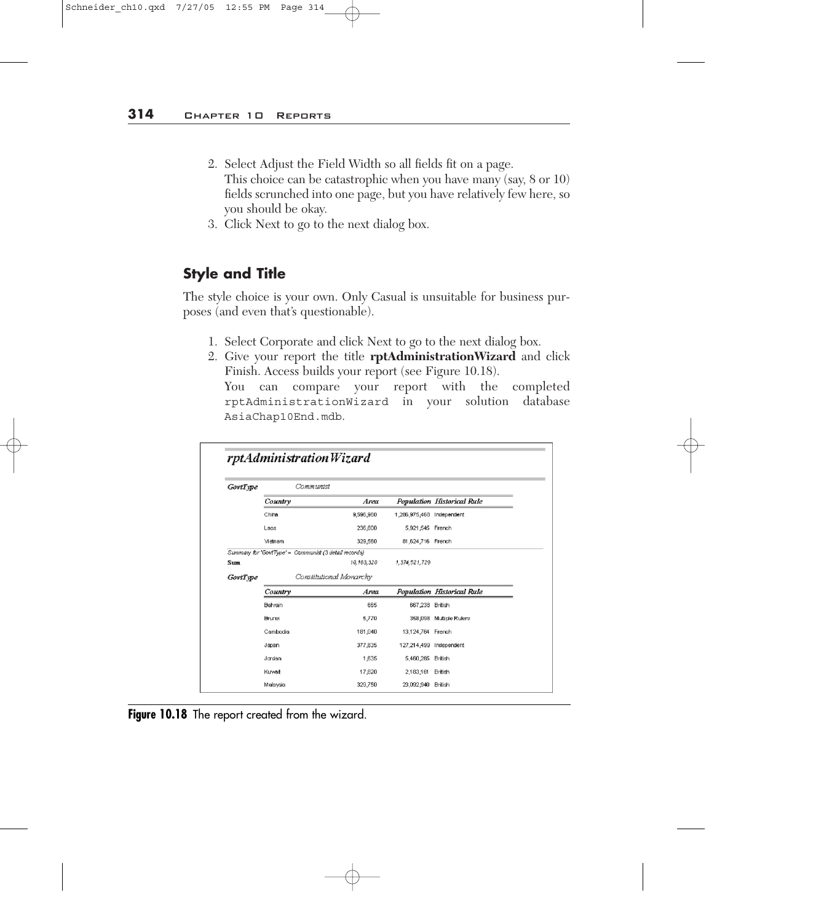2. Select Adjust the Field Width so all fields fit on a page.
   This choice can be catastrophic when you have many (say, 8 or 10) fields scrunched into one page, but you have relatively few here, so you should be okay.
3. Click Next to go to the next dialog box.

### Style and Title

The style choice is your own. Only Casual is unsuitable for business purposes (and even that's questionable).

1. Select Corporate and click Next to go to the next dialog box.
2. Give your report the title **rptAdministrationWizard** and click Finish. Access builds your report (see Figure 10.18).
   You can compare your report with the completed `rptAdministrationWizard` in your solution database `AsiaChap10End.mdb`.

***rptAdministrationWizard***

| GovtType | Country | Area | Population | Historical Rule |
|---|---|---|---|---|
| *Communist* | | | | |
| | China | 9,596,960 | 1,286,975,468 | Independent |
| | Laos | 236,800 | 5,921,545 | French |
| | Vietnam | 329,560 | 81,624,716 | French |
| *Summary for 'GovtType' = Communist (3 detail records)* | | | | |
| **Sum** | | *10,163,320* | *1,374,521,729* | |
| *Constitutional Monarchy* | | | | |
| | Bahrain | 665 | 667,238 | British |
| | Brunei | 5,770 | 358,098 | Multiple Rulers |
| | Cambodia | 181,040 | 13,124,764 | French |
| | Japan | 377,835 | 127,214,499 | Independent |
| | Jordan | 1,635 | 5,460,265 | British |
| | Kuwait | 17,820 | 2,183,161 | British |
| | Malaysia | 329,750 | 23,092,940 | British |

**Figure 10.18** The report created from the wizard.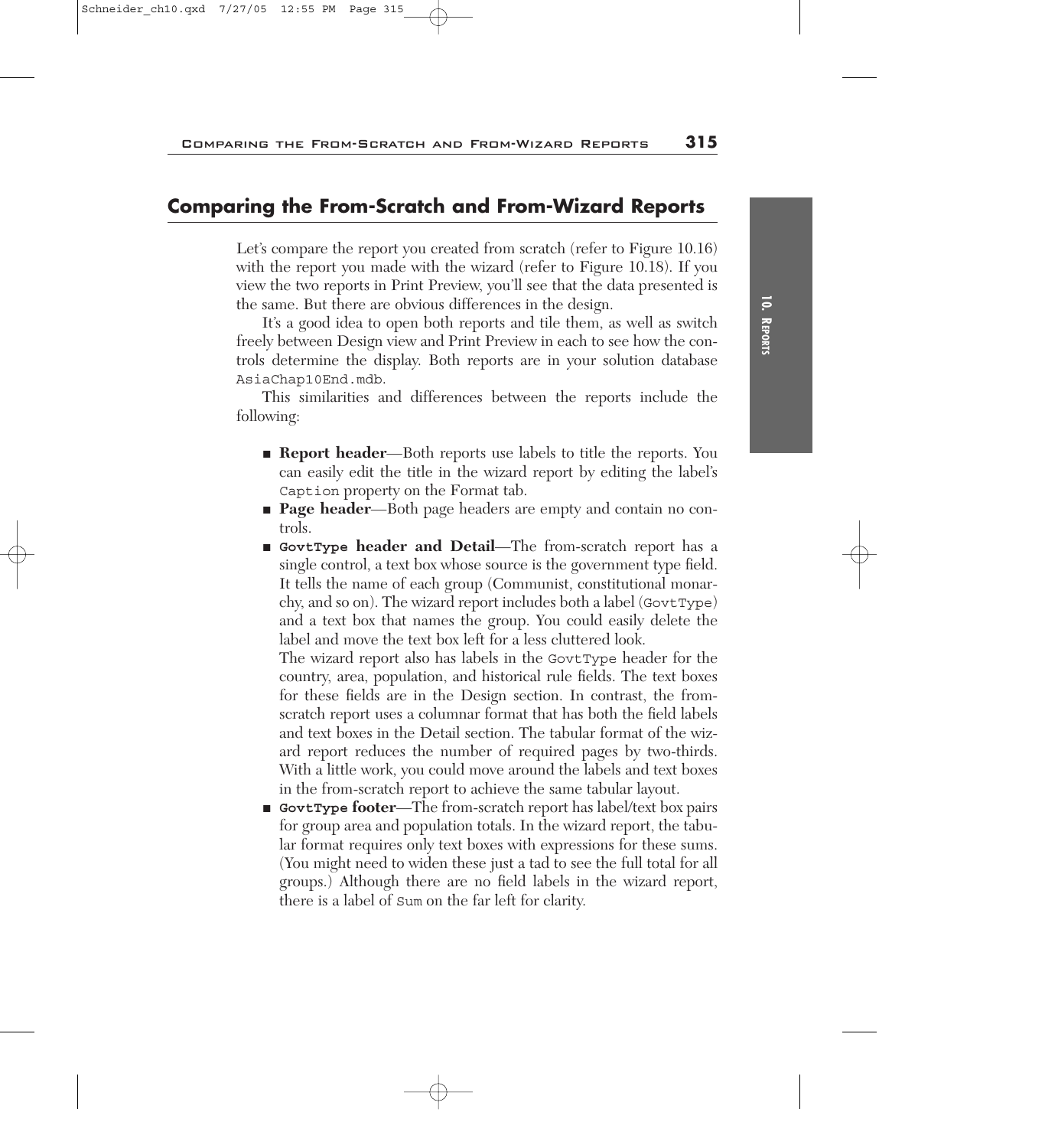## Comparing the From-Scratch and From-Wizard Reports

Let's compare the report you created from scratch (refer to Figure 10.16) with the report you made with the wizard (refer to Figure 10.18). If you view the two reports in Print Preview, you'll see that the data presented is the same. But there are obvious differences in the design.

It's a good idea to open both reports and tile them, as well as switch freely between Design view and Print Preview in each to see how the controls determine the display. Both reports are in your solution database `AsiaChap10End.mdb`.

This similarities and differences between the reports include the following:

- **Report header**—Both reports use labels to title the reports. You can easily edit the title in the wizard report by editing the label's `Caption` property on the Format tab.
- **Page header**—Both page headers are empty and contain no controls.
- **`GovtType` header and Detail**—The from-scratch report has a single control, a text box whose source is the government type field. It tells the name of each group (Communist, constitutional monarchy, and so on). The wizard report includes both a label (`GovtType`) and a text box that names the group. You could easily delete the label and move the text box left for a less cluttered look.

  The wizard report also has labels in the `GovtType` header for the country, area, population, and historical rule fields. The text boxes for these fields are in the Design section. In contrast, the from-scratch report uses a columnar format that has both the field labels and text boxes in the Detail section. The tabular format of the wizard report reduces the number of required pages by two-thirds. With a little work, you could move around the labels and text boxes in the from-scratch report to achieve the same tabular layout.
- **`GovtType` footer**—The from-scratch report has label/text box pairs for group area and population totals. In the wizard report, the tabular format requires only text boxes with expressions for these sums. (You might need to widen these just a tad to see the full total for all groups.) Although there are no field labels in the wizard report, there is a label of `Sum` on the far left for clarity.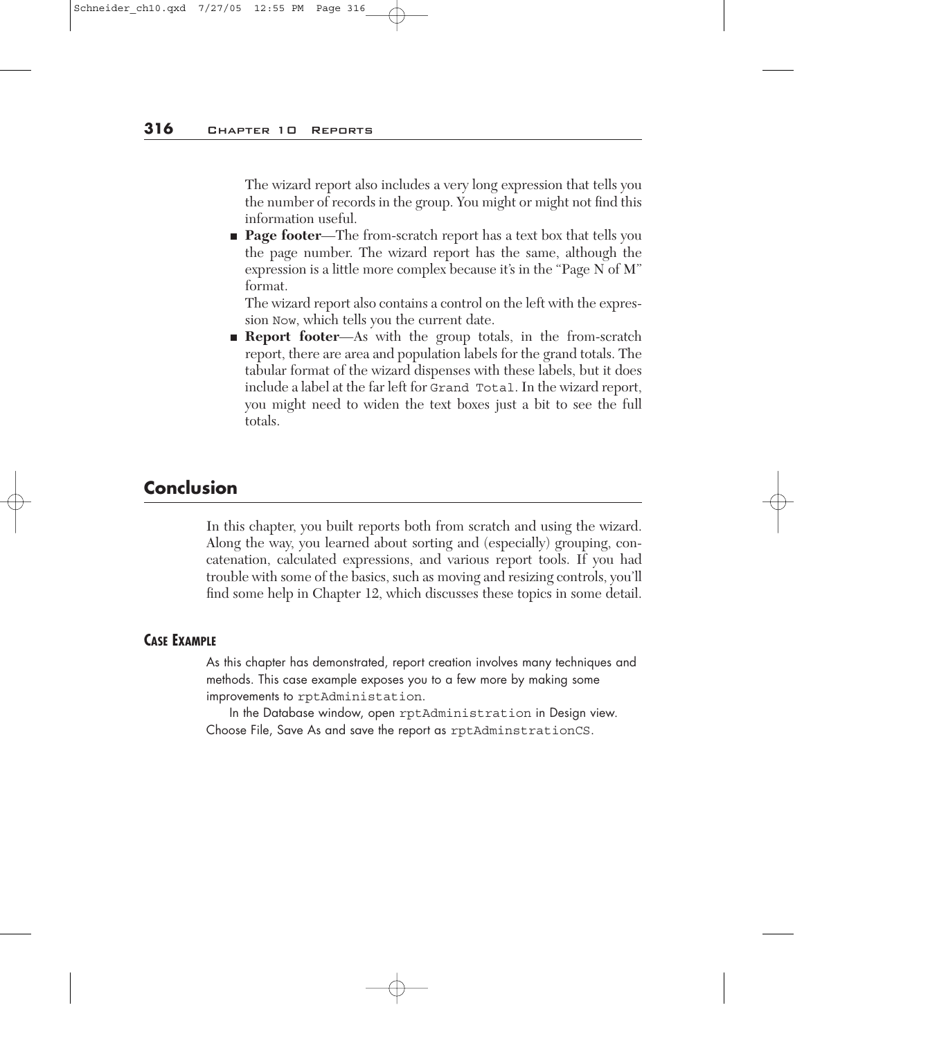The wizard report also includes a very long expression that tells you the number of records in the group. You might or might not find this information useful.

- **Page footer**—The from-scratch report has a text box that tells you the page number. The wizard report has the same, although the expression is a little more complex because it's in the "Page N of M" format.

  The wizard report also contains a control on the left with the expression `Now`, which tells you the current date.

- **Report footer**—As with the group totals, in the from-scratch report, there are area and population labels for the grand totals. The tabular format of the wizard dispenses with these labels, but it does include a label at the far left for `Grand Total`. In the wizard report, you might need to widen the text boxes just a bit to see the full totals.

## Conclusion

In this chapter, you built reports both from scratch and using the wizard. Along the way, you learned about sorting and (especially) grouping, concatenation, calculated expressions, and various report tools. If you had trouble with some of the basics, such as moving and resizing controls, you'll find some help in Chapter 12, which discusses these topics in some detail.

### Case Example

As this chapter has demonstrated, report creation involves many techniques and methods. This case example exposes you to a few more by making some improvements to `rptAdministation`.

In the Database window, open `rptAdministration` in Design view. Choose File, Save As and save the report as `rptAdminstrationCS`.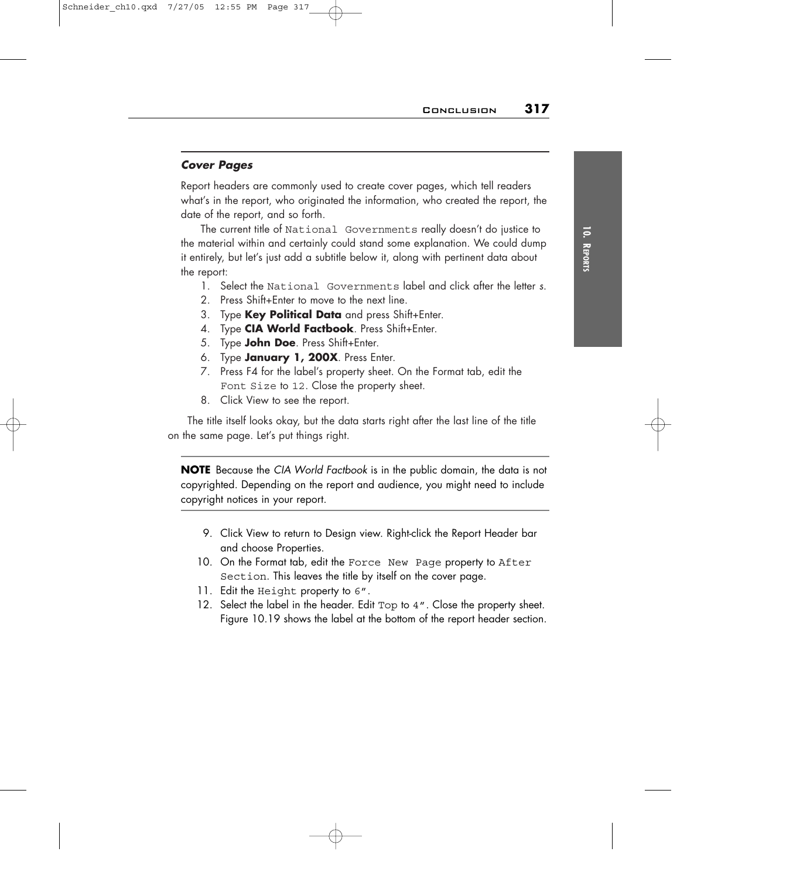### *Cover Pages*

Report headers are commonly used to create cover pages, which tell readers what's in the report, who originated the information, who created the report, the date of the report, and so forth.

The current title of `National Governments` really doesn't do justice to the material within and certainly could stand some explanation. We could dump it entirely, but let's just add a subtitle below it, along with pertinent data about the report:

1. Select the `National Governments` label and click after the letter *s*.
2. Press Shift+Enter to move to the next line.
3. Type **Key Political Data** and press Shift+Enter.
4. Type **CIA World Factbook**. Press Shift+Enter.
5. Type **John Doe**. Press Shift+Enter.
6. Type **January 1, 200X**. Press Enter.
7. Press F4 for the label's property sheet. On the Format tab, edit the `Font Size` to `12`. Close the property sheet.
8. Click View to see the report.

The title itself looks okay, but the data starts right after the last line of the title on the same page. Let's put things right.

---

**NOTE** Because the *CIA World Factbook* is in the public domain, the data is not copyrighted. Depending on the report and audience, you might need to include copyright notices in your report.

---

9. Click View to return to Design view. Right-click the Report Header bar and choose Properties.
10. On the Format tab, edit the `Force New Page` property to `After Section`. This leaves the title by itself on the cover page.
11. Edit the `Height` property to `6"`.
12. Select the label in the header. Edit `Top` to `4"`. Close the property sheet. Figure 10.19 shows the label at the bottom of the report header section.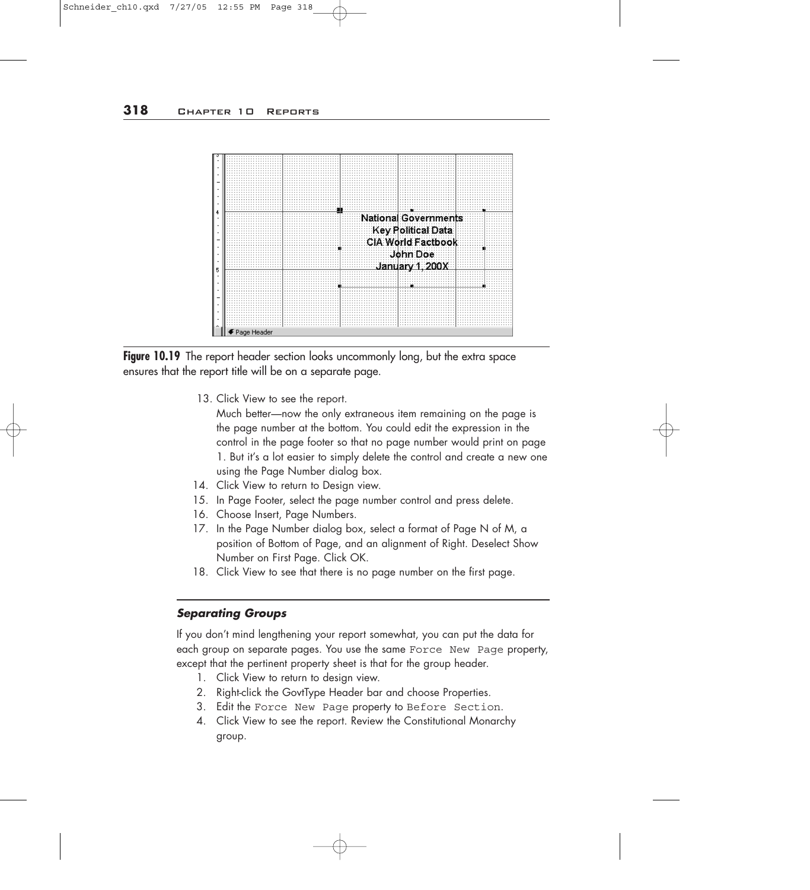National Governments
Key Political Data
CIA World Factbook
John Doe
January 1, 200X

Page Header

**Figure 10.19** The report header section looks uncommonly long, but the extra space ensures that the report title will be on a separate page.

13. Click View to see the report.

    Much better—now the only extraneous item remaining on the page is the page number at the bottom. You could edit the expression in the control in the page footer so that no page number would print on page 1. But it's a lot easier to simply delete the control and create a new one using the Page Number dialog box.
14. Click View to return to Design view.
15. In Page Footer, select the page number control and press delete.
16. Choose Insert, Page Numbers.
17. In the Page Number dialog box, select a format of Page N of M, a position of Bottom of Page, and an alignment of Right. Deselect Show Number on First Page. Click OK.
18. Click View to see that there is no page number on the first page.

### *Separating Groups*

If you don't mind lengthening your report somewhat, you can put the data for each group on separate pages. You use the same `Force New Page` property, except that the pertinent property sheet is that for the group header.

1. Click View to return to design view.
2. Right-click the GovtType Header bar and choose Properties.
3. Edit the `Force New Page` property to `Before Section`.
4. Click View to see the report. Review the Constitutional Monarchy group.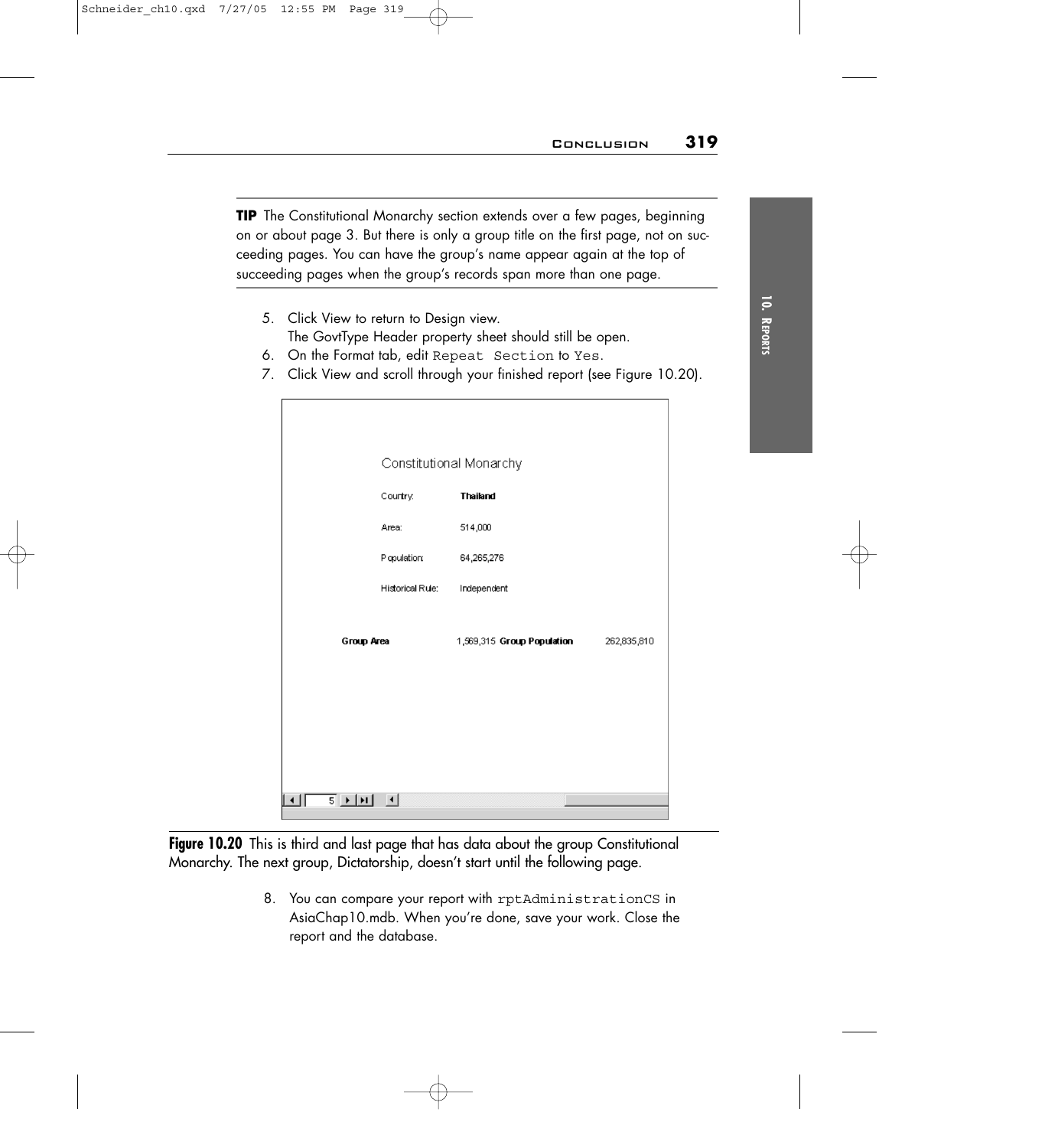**TIP** The Constitutional Monarchy section extends over a few pages, beginning on or about page 3. But there is only a group title on the first page, not on succeeding pages. You can have the group's name appear again at the top of succeeding pages when the group's records span more than one page.

5. Click View to return to Design view.
   The GovtType Header property sheet should still be open.
6. On the Format tab, edit `Repeat Section` to `Yes`.
7. Click View and scroll through your finished report (see Figure 10.20).

Constitutional Monarchy

Country: Thailand

Area: 514,000

Population: 64,265,276

Historical Rule: Independent

Group Area 1,569,315 Group Population 262,835,810

5

**Figure 10.20** This is third and last page that has data about the group Constitutional Monarchy. The next group, Dictatorship, doesn't start until the following page.

8. You can compare your report with `rptAdministrationCS` in AsiaChap10.mdb. When you're done, save your work. Close the report and the database.